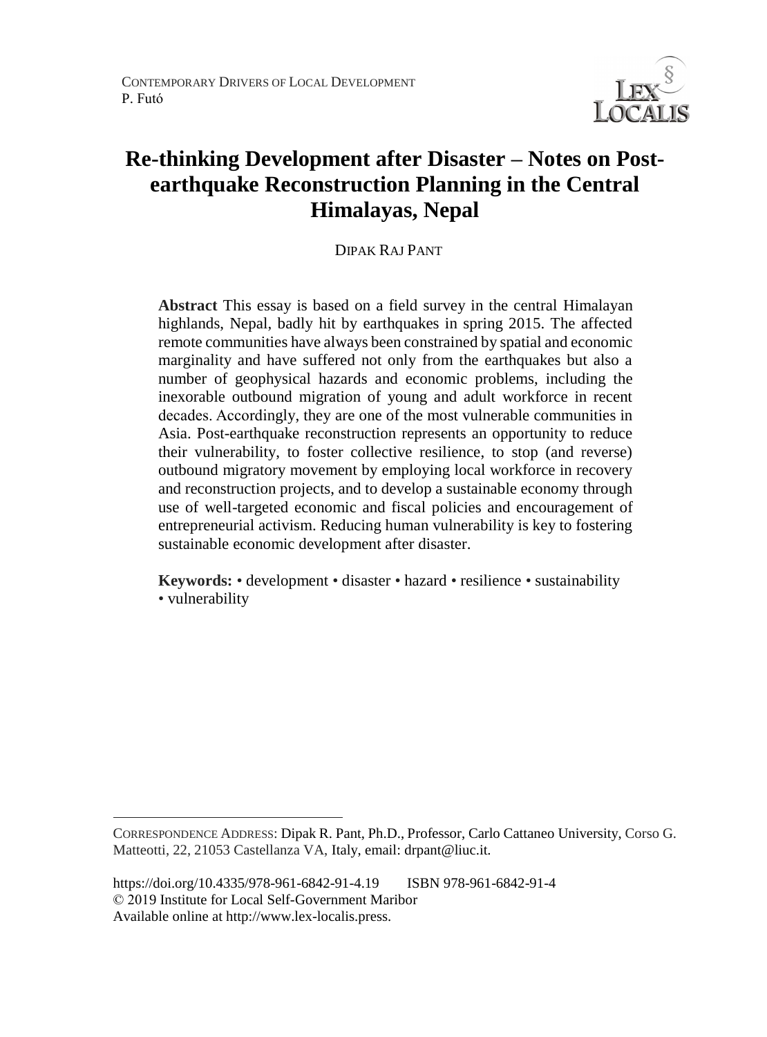# Re-thinking Development after Disaster – Notes on Post-earthquake Reconstruction Planning in the Central Himalayas, Nepal

DIPAK RAJ PANT

**Abstract** This essay is based on a field survey in the central Himalayan highlands, Nepal, badly hit by earthquakes in spring 2015. The affected remote communities have always been constrained by spatial and economic marginality and have suffered not only from the earthquakes but also a number of geophysical hazards and economic problems, including the inexorable outbound migration of young and adult workforce in recent decades. Accordingly, they are one of the most vulnerable communities in Asia. Post-earthquake reconstruction represents an opportunity to reduce their vulnerability, to foster collective resilience, to stop (and reverse) outbound migratory movement by employing local workforce in recovery and reconstruction projects, and to develop a sustainable economy through use of well-targeted economic and fiscal policies and encouragement of entrepreneurial activism. Reducing human vulnerability is key to fostering sustainable economic development after disaster.

**Keywords:** • development • disaster • hazard • resilience • sustainability • vulnerability

---

CORRESPONDENCE ADDRESS: Dipak R. Pant, Ph.D., Professor, Carlo Cattaneo University, Corso G. Matteotti, 22, 21053 Castellanza VA, Italy, email: drpant@liuc.it.

https://doi.org/10.4335/978-961-6842-91-4.19 ISBN 978-961-6842-91-4
© 2019 Institute for Local Self-Government Maribor
Available online at http://www.lex-localis.press.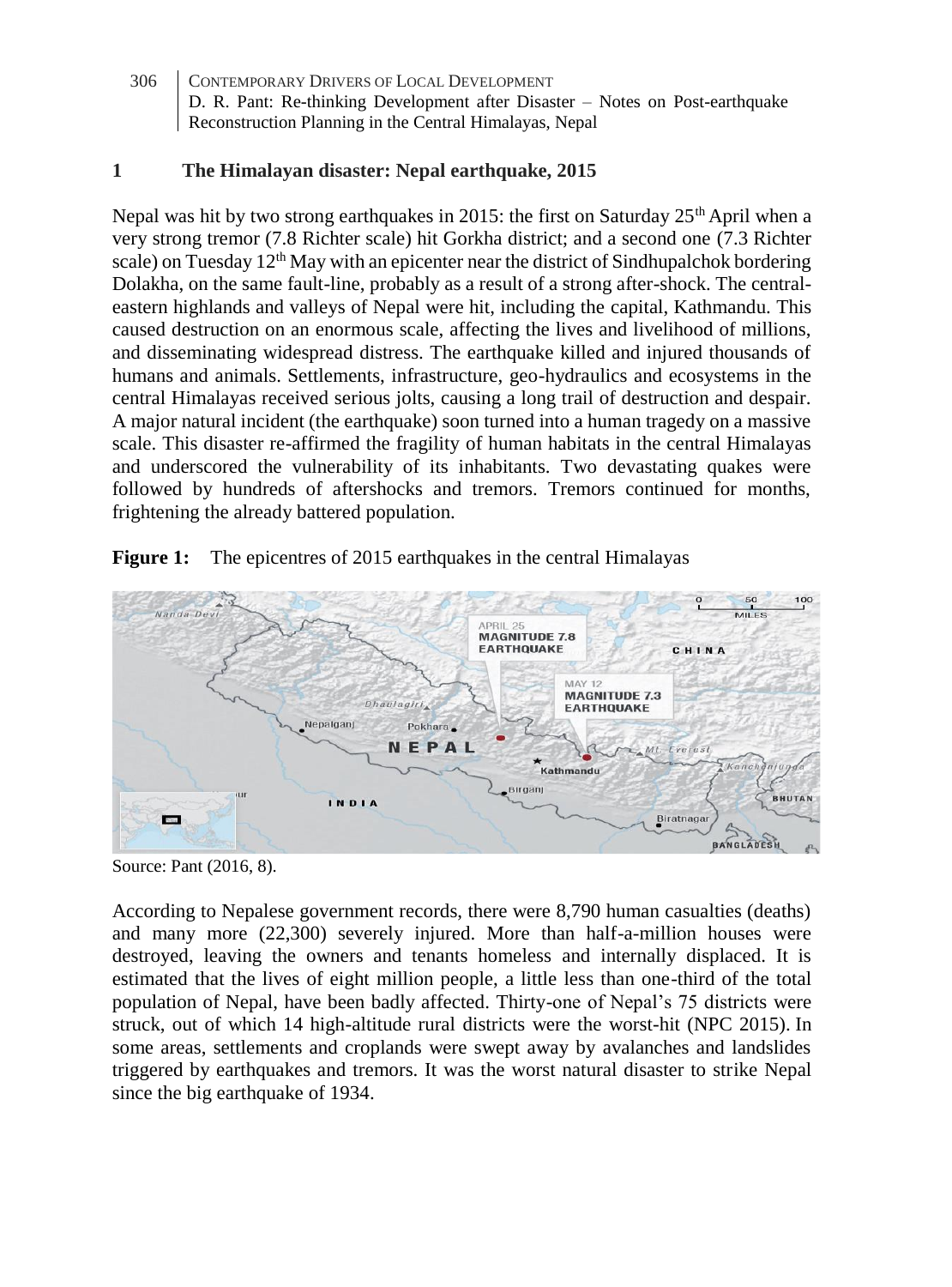## 1 The Himalayan disaster: Nepal earthquake, 2015

Nepal was hit by two strong earthquakes in 2015: the first on Saturday 25th April when a very strong tremor (7.8 Richter scale) hit Gorkha district; and a second one (7.3 Richter scale) on Tuesday 12th May with an epicenter near the district of Sindhupalchok bordering Dolakha, on the same fault-line, probably as a result of a strong after-shock. The central-eastern highlands and valleys of Nepal were hit, including the capital, Kathmandu. This caused destruction on an enormous scale, affecting the lives and livelihood of millions, and disseminating widespread distress. The earthquake killed and injured thousands of humans and animals. Settlements, infrastructure, geo-hydraulics and ecosystems in the central Himalayas received serious jolts, causing a long trail of destruction and despair. A major natural incident (the earthquake) soon turned into a human tragedy on a massive scale. This disaster re-affirmed the fragility of human habitats in the central Himalayas and underscored the vulnerability of its inhabitants. Two devastating quakes were followed by hundreds of aftershocks and tremors. Tremors continued for months, frightening the already battered population.

**Figure 1:** The epicentres of 2015 earthquakes in the central Himalayas

Source: Pant (2016, 8).

According to Nepalese government records, there were 8,790 human casualties (deaths) and many more (22,300) severely injured. More than half-a-million houses were destroyed, leaving the owners and tenants homeless and internally displaced. It is estimated that the lives of eight million people, a little less than one-third of the total population of Nepal, have been badly affected. Thirty-one of Nepal's 75 districts were struck, out of which 14 high-altitude rural districts were the worst-hit (NPC 2015). In some areas, settlements and croplands were swept away by avalanches and landslides triggered by earthquakes and tremors. It was the worst natural disaster to strike Nepal since the big earthquake of 1934.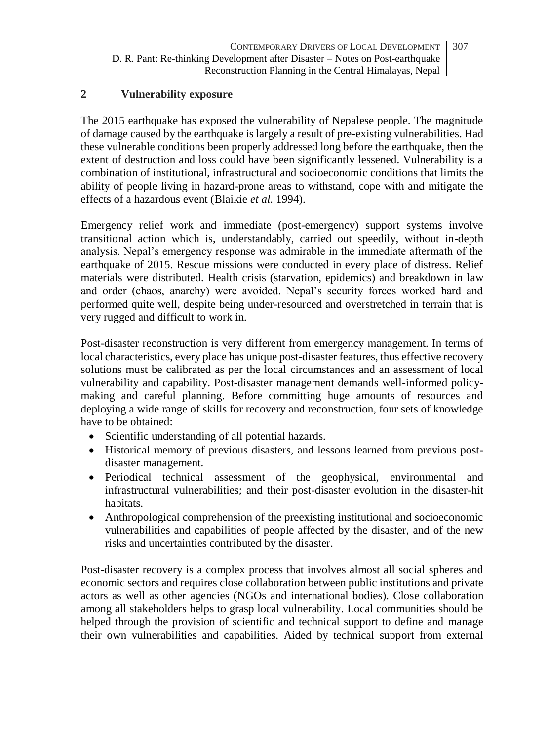## 2 Vulnerability exposure

The 2015 earthquake has exposed the vulnerability of Nepalese people. The magnitude of damage caused by the earthquake is largely a result of pre-existing vulnerabilities. Had these vulnerable conditions been properly addressed long before the earthquake, then the extent of destruction and loss could have been significantly lessened. Vulnerability is a combination of institutional, infrastructural and socioeconomic conditions that limits the ability of people living in hazard-prone areas to withstand, cope with and mitigate the effects of a hazardous event (Blaikie *et al.* 1994).

Emergency relief work and immediate (post-emergency) support systems involve transitional action which is, understandably, carried out speedily, without in-depth analysis. Nepal's emergency response was admirable in the immediate aftermath of the earthquake of 2015. Rescue missions were conducted in every place of distress. Relief materials were distributed. Health crisis (starvation, epidemics) and breakdown in law and order (chaos, anarchy) were avoided. Nepal's security forces worked hard and performed quite well, despite being under-resourced and overstretched in terrain that is very rugged and difficult to work in.

Post-disaster reconstruction is very different from emergency management. In terms of local characteristics, every place has unique post-disaster features, thus effective recovery solutions must be calibrated as per the local circumstances and an assessment of local vulnerability and capability. Post-disaster management demands well-informed policy-making and careful planning. Before committing huge amounts of resources and deploying a wide range of skills for recovery and reconstruction, four sets of knowledge have to be obtained:

- Scientific understanding of all potential hazards.
- Historical memory of previous disasters, and lessons learned from previous post-disaster management.
- Periodical technical assessment of the geophysical, environmental and infrastructural vulnerabilities; and their post-disaster evolution in the disaster-hit habitats.
- Anthropological comprehension of the preexisting institutional and socioeconomic vulnerabilities and capabilities of people affected by the disaster, and of the new risks and uncertainties contributed by the disaster.

Post-disaster recovery is a complex process that involves almost all social spheres and economic sectors and requires close collaboration between public institutions and private actors as well as other agencies (NGOs and international bodies). Close collaboration among all stakeholders helps to grasp local vulnerability. Local communities should be helped through the provision of scientific and technical support to define and manage their own vulnerabilities and capabilities. Aided by technical support from external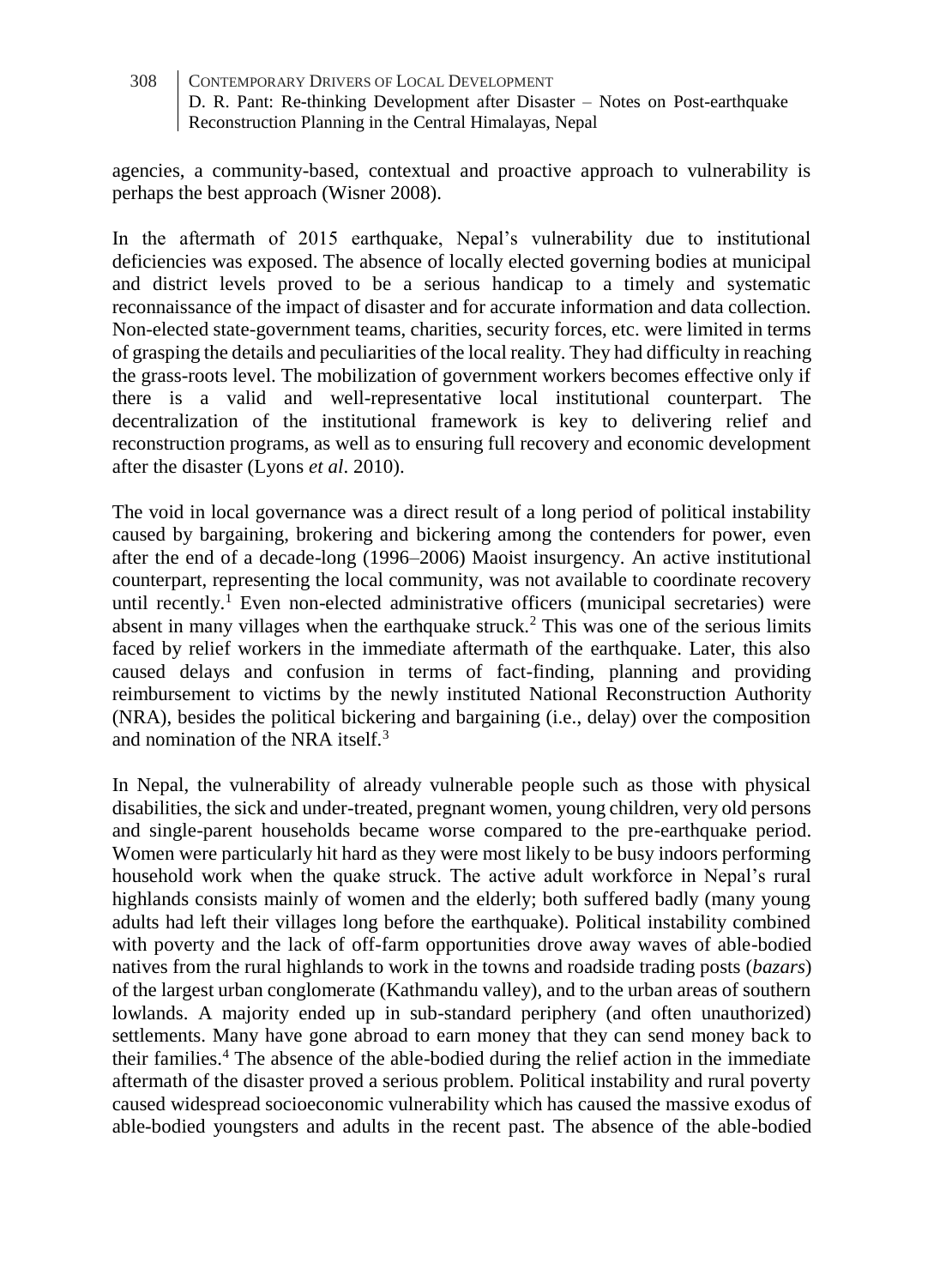agencies, a community-based, contextual and proactive approach to vulnerability is perhaps the best approach (Wisner 2008).

In the aftermath of 2015 earthquake, Nepal's vulnerability due to institutional deficiencies was exposed. The absence of locally elected governing bodies at municipal and district levels proved to be a serious handicap to a timely and systematic reconnaissance of the impact of disaster and for accurate information and data collection. Non-elected state-government teams, charities, security forces, etc. were limited in terms of grasping the details and peculiarities of the local reality. They had difficulty in reaching the grass-roots level. The mobilization of government workers becomes effective only if there is a valid and well-representative local institutional counterpart. The decentralization of the institutional framework is key to delivering relief and reconstruction programs, as well as to ensuring full recovery and economic development after the disaster (Lyons *et al*. 2010).

The void in local governance was a direct result of a long period of political instability caused by bargaining, brokering and bickering among the contenders for power, even after the end of a decade-long (1996–2006) Maoist insurgency. An active institutional counterpart, representing the local community, was not available to coordinate recovery until recently.[1] Even non-elected administrative officers (municipal secretaries) were absent in many villages when the earthquake struck.[2] This was one of the serious limits faced by relief workers in the immediate aftermath of the earthquake. Later, this also caused delays and confusion in terms of fact-finding, planning and providing reimbursement to victims by the newly instituted National Reconstruction Authority (NRA), besides the political bickering and bargaining (i.e., delay) over the composition and nomination of the NRA itself.[3]

In Nepal, the vulnerability of already vulnerable people such as those with physical disabilities, the sick and under-treated, pregnant women, young children, very old persons and single-parent households became worse compared to the pre-earthquake period. Women were particularly hit hard as they were most likely to be busy indoors performing household work when the quake struck. The active adult workforce in Nepal's rural highlands consists mainly of women and the elderly; both suffered badly (many young adults had left their villages long before the earthquake). Political instability combined with poverty and the lack of off-farm opportunities drove away waves of able-bodied natives from the rural highlands to work in the towns and roadside trading posts (*bazars*) of the largest urban conglomerate (Kathmandu valley), and to the urban areas of southern lowlands. A majority ended up in sub-standard periphery (and often unauthorized) settlements. Many have gone abroad to earn money that they can send money back to their families.[4] The absence of the able-bodied during the relief action in the immediate aftermath of the disaster proved a serious problem. Political instability and rural poverty caused widespread socioeconomic vulnerability which has caused the massive exodus of able-bodied youngsters and adults in the recent past. The absence of the able-bodied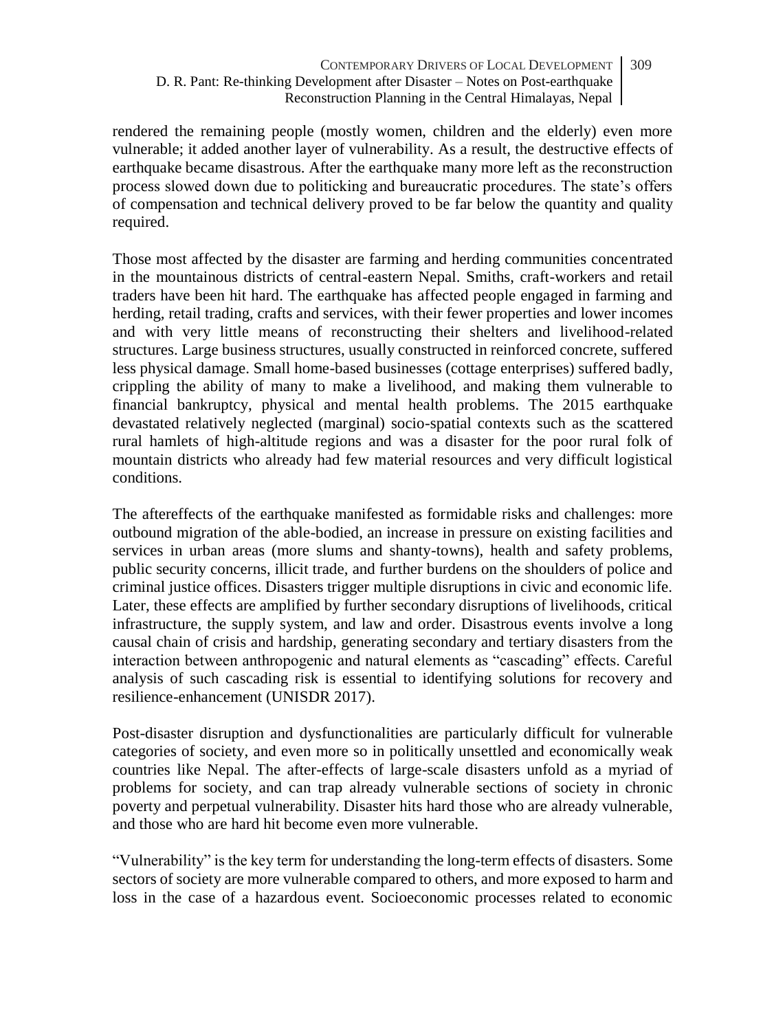rendered the remaining people (mostly women, children and the elderly) even more vulnerable; it added another layer of vulnerability. As a result, the destructive effects of earthquake became disastrous. After the earthquake many more left as the reconstruction process slowed down due to politicking and bureaucratic procedures. The state's offers of compensation and technical delivery proved to be far below the quantity and quality required.

Those most affected by the disaster are farming and herding communities concentrated in the mountainous districts of central-eastern Nepal. Smiths, craft-workers and retail traders have been hit hard. The earthquake has affected people engaged in farming and herding, retail trading, crafts and services, with their fewer properties and lower incomes and with very little means of reconstructing their shelters and livelihood-related structures. Large business structures, usually constructed in reinforced concrete, suffered less physical damage. Small home-based businesses (cottage enterprises) suffered badly, crippling the ability of many to make a livelihood, and making them vulnerable to financial bankruptcy, physical and mental health problems. The 2015 earthquake devastated relatively neglected (marginal) socio-spatial contexts such as the scattered rural hamlets of high-altitude regions and was a disaster for the poor rural folk of mountain districts who already had few material resources and very difficult logistical conditions.

The aftereffects of the earthquake manifested as formidable risks and challenges: more outbound migration of the able-bodied, an increase in pressure on existing facilities and services in urban areas (more slums and shanty-towns), health and safety problems, public security concerns, illicit trade, and further burdens on the shoulders of police and criminal justice offices. Disasters trigger multiple disruptions in civic and economic life. Later, these effects are amplified by further secondary disruptions of livelihoods, critical infrastructure, the supply system, and law and order. Disastrous events involve a long causal chain of crisis and hardship, generating secondary and tertiary disasters from the interaction between anthropogenic and natural elements as "cascading" effects. Careful analysis of such cascading risk is essential to identifying solutions for recovery and resilience-enhancement (UNISDR 2017).

Post-disaster disruption and dysfunctionalities are particularly difficult for vulnerable categories of society, and even more so in politically unsettled and economically weak countries like Nepal. The after-effects of large-scale disasters unfold as a myriad of problems for society, and can trap already vulnerable sections of society in chronic poverty and perpetual vulnerability. Disaster hits hard those who are already vulnerable, and those who are hard hit become even more vulnerable.

"Vulnerability" is the key term for understanding the long-term effects of disasters. Some sectors of society are more vulnerable compared to others, and more exposed to harm and loss in the case of a hazardous event. Socioeconomic processes related to economic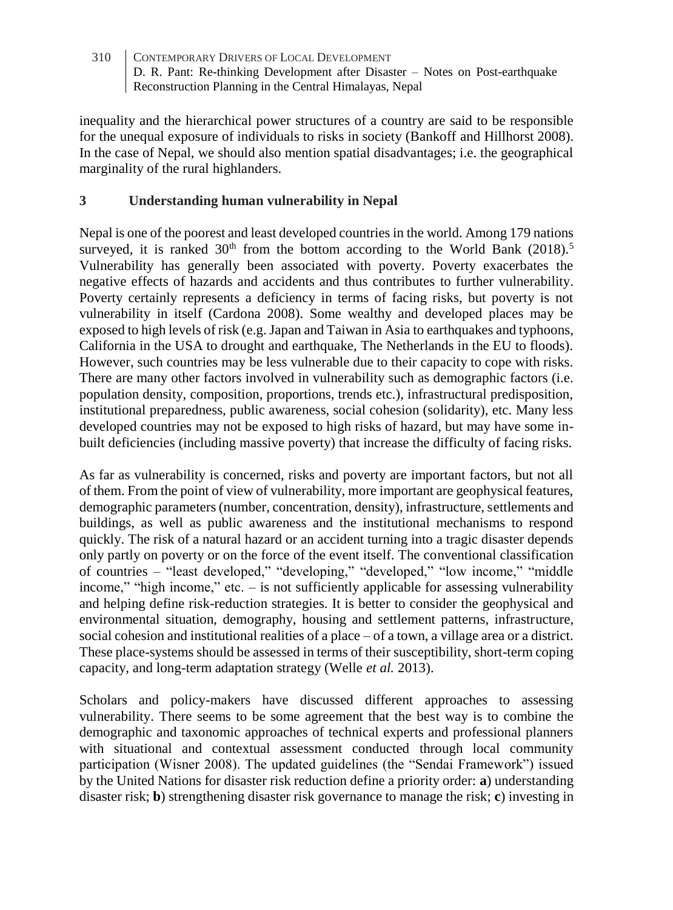inequality and the hierarchical power structures of a country are said to be responsible for the unequal exposure of individuals to risks in society (Bankoff and Hillhorst 2008). In the case of Nepal, we should also mention spatial disadvantages; i.e. the geographical marginality of the rural highlanders.

## 3 Understanding human vulnerability in Nepal

Nepal is one of the poorest and least developed countries in the world. Among 179 nations surveyed, it is ranked 30th from the bottom according to the World Bank (2018).[5] Vulnerability has generally been associated with poverty. Poverty exacerbates the negative effects of hazards and accidents and thus contributes to further vulnerability. Poverty certainly represents a deficiency in terms of facing risks, but poverty is not vulnerability in itself (Cardona 2008). Some wealthy and developed places may be exposed to high levels of risk (e.g. Japan and Taiwan in Asia to earthquakes and typhoons, California in the USA to drought and earthquake, The Netherlands in the EU to floods). However, such countries may be less vulnerable due to their capacity to cope with risks. There are many other factors involved in vulnerability such as demographic factors (i.e. population density, composition, proportions, trends etc.), infrastructural predisposition, institutional preparedness, public awareness, social cohesion (solidarity), etc. Many less developed countries may not be exposed to high risks of hazard, but may have some in-built deficiencies (including massive poverty) that increase the difficulty of facing risks.

As far as vulnerability is concerned, risks and poverty are important factors, but not all of them. From the point of view of vulnerability, more important are geophysical features, demographic parameters (number, concentration, density), infrastructure, settlements and buildings, as well as public awareness and the institutional mechanisms to respond quickly. The risk of a natural hazard or an accident turning into a tragic disaster depends only partly on poverty or on the force of the event itself. The conventional classification of countries – "least developed," "developing," "developed," "low income," "middle income," "high income," etc. – is not sufficiently applicable for assessing vulnerability and helping define risk-reduction strategies. It is better to consider the geophysical and environmental situation, demography, housing and settlement patterns, infrastructure, social cohesion and institutional realities of a place – of a town, a village area or a district. These place-systems should be assessed in terms of their susceptibility, short-term coping capacity, and long-term adaptation strategy (Welle *et al.* 2013).

Scholars and policy-makers have discussed different approaches to assessing vulnerability. There seems to be some agreement that the best way is to combine the demographic and taxonomic approaches of technical experts and professional planners with situational and contextual assessment conducted through local community participation (Wisner 2008). The updated guidelines (the "Sendai Framework") issued by the United Nations for disaster risk reduction define a priority order: **a**) understanding disaster risk; **b**) strengthening disaster risk governance to manage the risk; **c**) investing in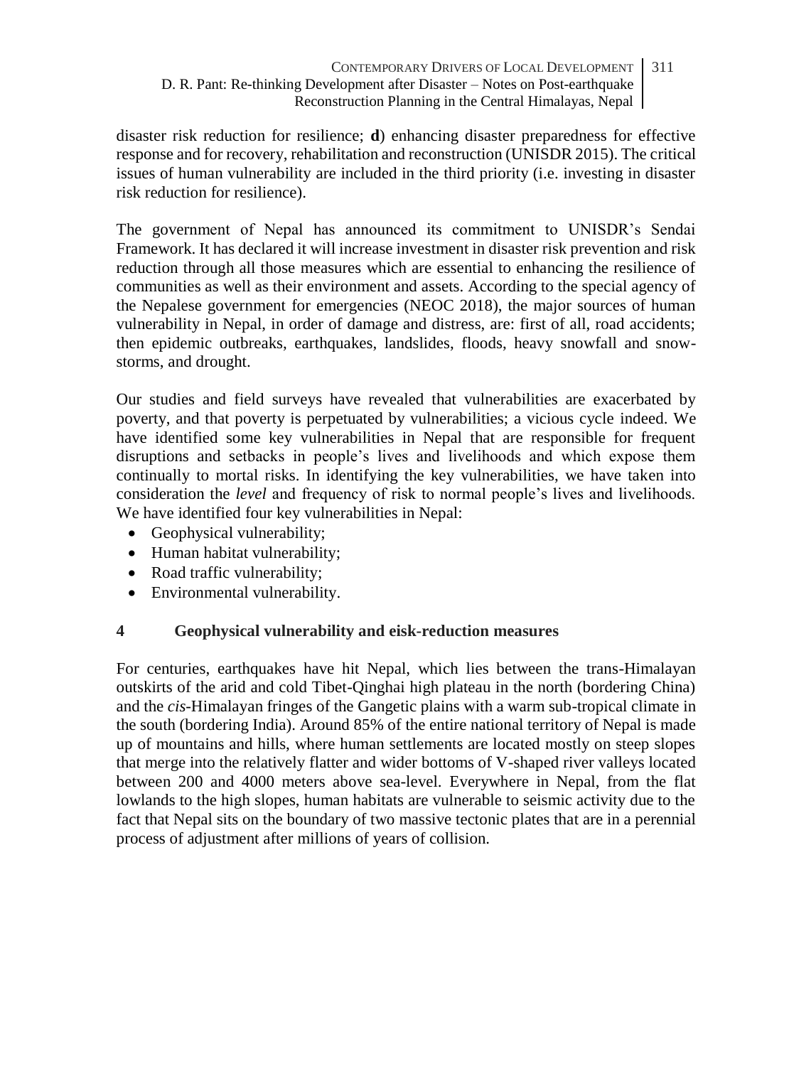disaster risk reduction for resilience; **d**) enhancing disaster preparedness for effective response and for recovery, rehabilitation and reconstruction (UNISDR 2015). The critical issues of human vulnerability are included in the third priority (i.e. investing in disaster risk reduction for resilience).

The government of Nepal has announced its commitment to UNISDR's Sendai Framework. It has declared it will increase investment in disaster risk prevention and risk reduction through all those measures which are essential to enhancing the resilience of communities as well as their environment and assets. According to the special agency of the Nepalese government for emergencies (NEOC 2018), the major sources of human vulnerability in Nepal, in order of damage and distress, are: first of all, road accidents; then epidemic outbreaks, earthquakes, landslides, floods, heavy snowfall and snow-storms, and drought.

Our studies and field surveys have revealed that vulnerabilities are exacerbated by poverty, and that poverty is perpetuated by vulnerabilities; a vicious cycle indeed. We have identified some key vulnerabilities in Nepal that are responsible for frequent disruptions and setbacks in people's lives and livelihoods and which expose them continually to mortal risks. In identifying the key vulnerabilities, we have taken into consideration the *level* and frequency of risk to normal people's lives and livelihoods. We have identified four key vulnerabilities in Nepal:

- Geophysical vulnerability;
- Human habitat vulnerability;
- Road traffic vulnerability;
- Environmental vulnerability.

## 4 Geophysical vulnerability and eisk-reduction measures

For centuries, earthquakes have hit Nepal, which lies between the trans-Himalayan outskirts of the arid and cold Tibet-Qinghai high plateau in the north (bordering China) and the *cis*-Himalayan fringes of the Gangetic plains with a warm sub-tropical climate in the south (bordering India). Around 85% of the entire national territory of Nepal is made up of mountains and hills, where human settlements are located mostly on steep slopes that merge into the relatively flatter and wider bottoms of V-shaped river valleys located between 200 and 4000 meters above sea-level. Everywhere in Nepal, from the flat lowlands to the high slopes, human habitats are vulnerable to seismic activity due to the fact that Nepal sits on the boundary of two massive tectonic plates that are in a perennial process of adjustment after millions of years of collision.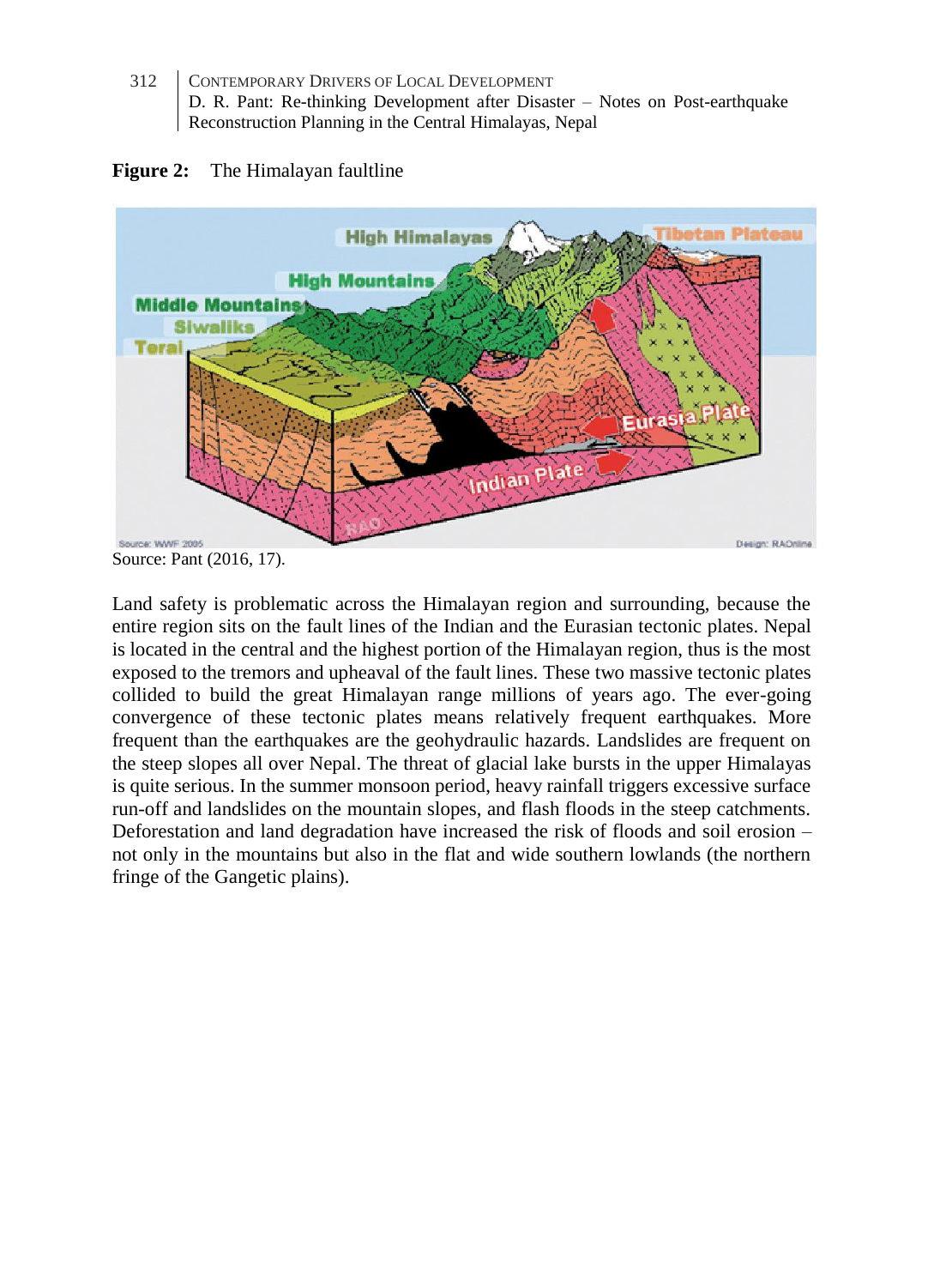**Figure 2:** The Himalayan faultline

Source: Pant (2016, 17).

Land safety is problematic across the Himalayan region and surrounding, because the entire region sits on the fault lines of the Indian and the Eurasian tectonic plates. Nepal is located in the central and the highest portion of the Himalayan region, thus is the most exposed to the tremors and upheaval of the fault lines. These two massive tectonic plates collided to build the great Himalayan range millions of years ago. The ever-going convergence of these tectonic plates means relatively frequent earthquakes. More frequent than the earthquakes are the geohydraulic hazards. Landslides are frequent on the steep slopes all over Nepal. The threat of glacial lake bursts in the upper Himalayas is quite serious. In the summer monsoon period, heavy rainfall triggers excessive surface run-off and landslides on the mountain slopes, and flash floods in the steep catchments. Deforestation and land degradation have increased the risk of floods and soil erosion – not only in the mountains but also in the flat and wide southern lowlands (the northern fringe of the Gangetic plains).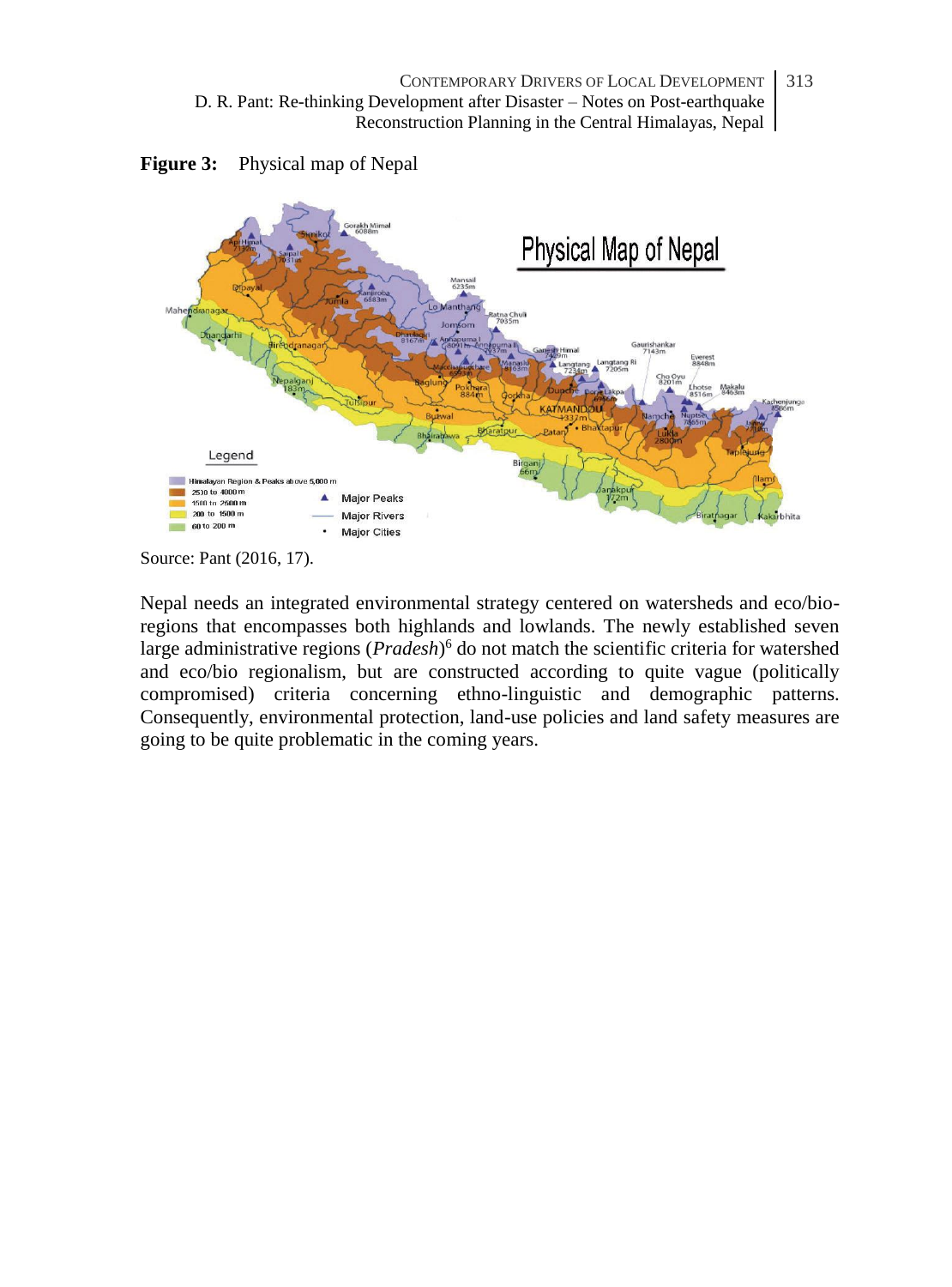**Figure 3:** Physical map of Nepal

Source: Pant (2016, 17).

Nepal needs an integrated environmental strategy centered on watersheds and eco/bio-regions that encompasses both highlands and lowlands. The newly established seven large administrative regions (*Pradesh*)[6] do not match the scientific criteria for watershed and eco/bio regionalism, but are constructed according to quite vague (politically compromised) criteria concerning ethno-linguistic and demographic patterns. Consequently, environmental protection, land-use policies and land safety measures are going to be quite problematic in the coming years.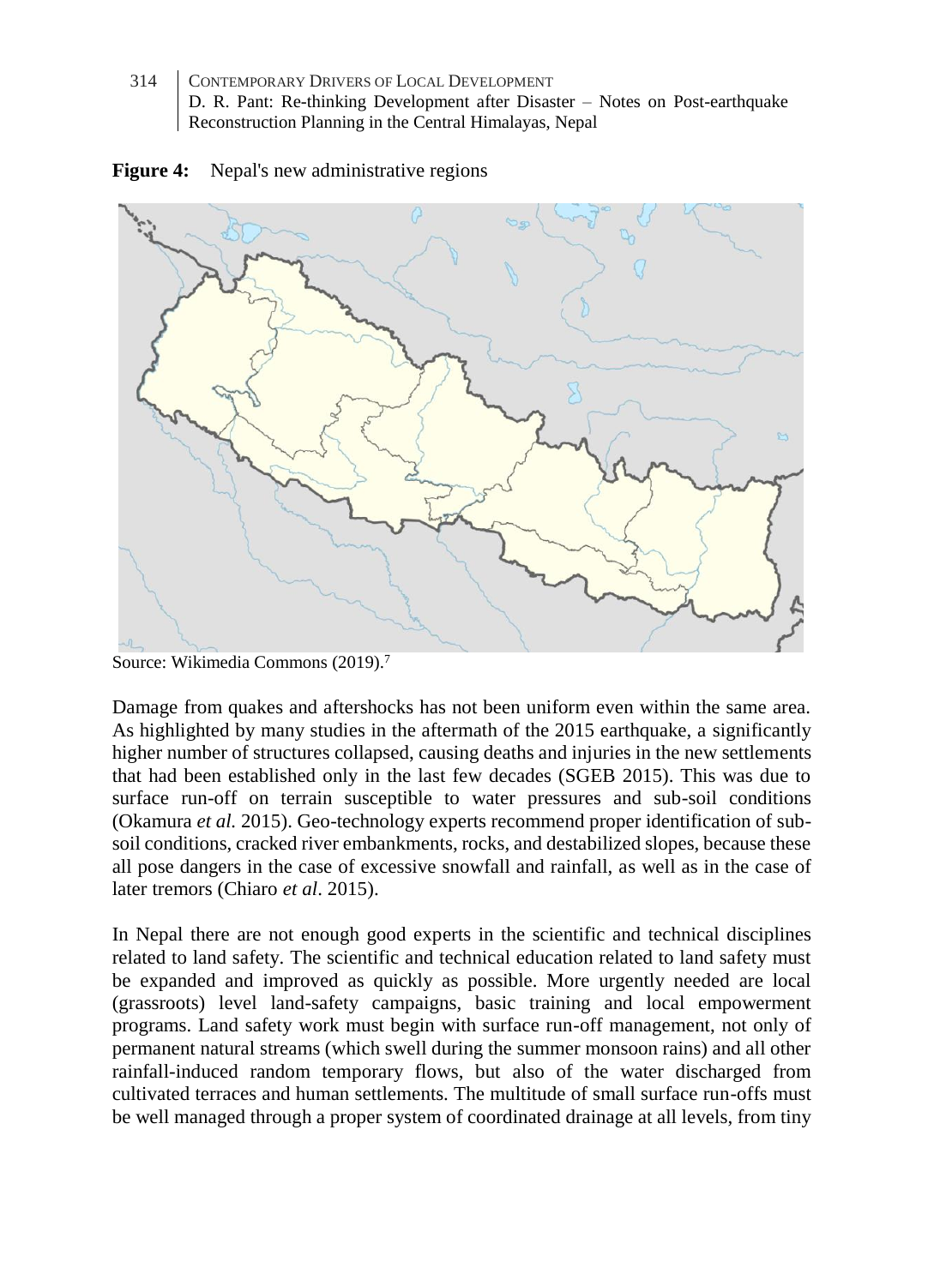**Figure 4:** Nepal's new administrative regions

Source: Wikimedia Commons (2019).[7]

Damage from quakes and aftershocks has not been uniform even within the same area. As highlighted by many studies in the aftermath of the 2015 earthquake, a significantly higher number of structures collapsed, causing deaths and injuries in the new settlements that had been established only in the last few decades (SGEB 2015). This was due to surface run-off on terrain susceptible to water pressures and sub-soil conditions (Okamura *et al.* 2015). Geo-technology experts recommend proper identification of sub-soil conditions, cracked river embankments, rocks, and destabilized slopes, because these all pose dangers in the case of excessive snowfall and rainfall, as well as in the case of later tremors (Chiaro *et al*. 2015).

In Nepal there are not enough good experts in the scientific and technical disciplines related to land safety. The scientific and technical education related to land safety must be expanded and improved as quickly as possible. More urgently needed are local (grassroots) level land-safety campaigns, basic training and local empowerment programs. Land safety work must begin with surface run-off management, not only of permanent natural streams (which swell during the summer monsoon rains) and all other rainfall-induced random temporary flows, but also of the water discharged from cultivated terraces and human settlements. The multitude of small surface run-offs must be well managed through a proper system of coordinated drainage at all levels, from tiny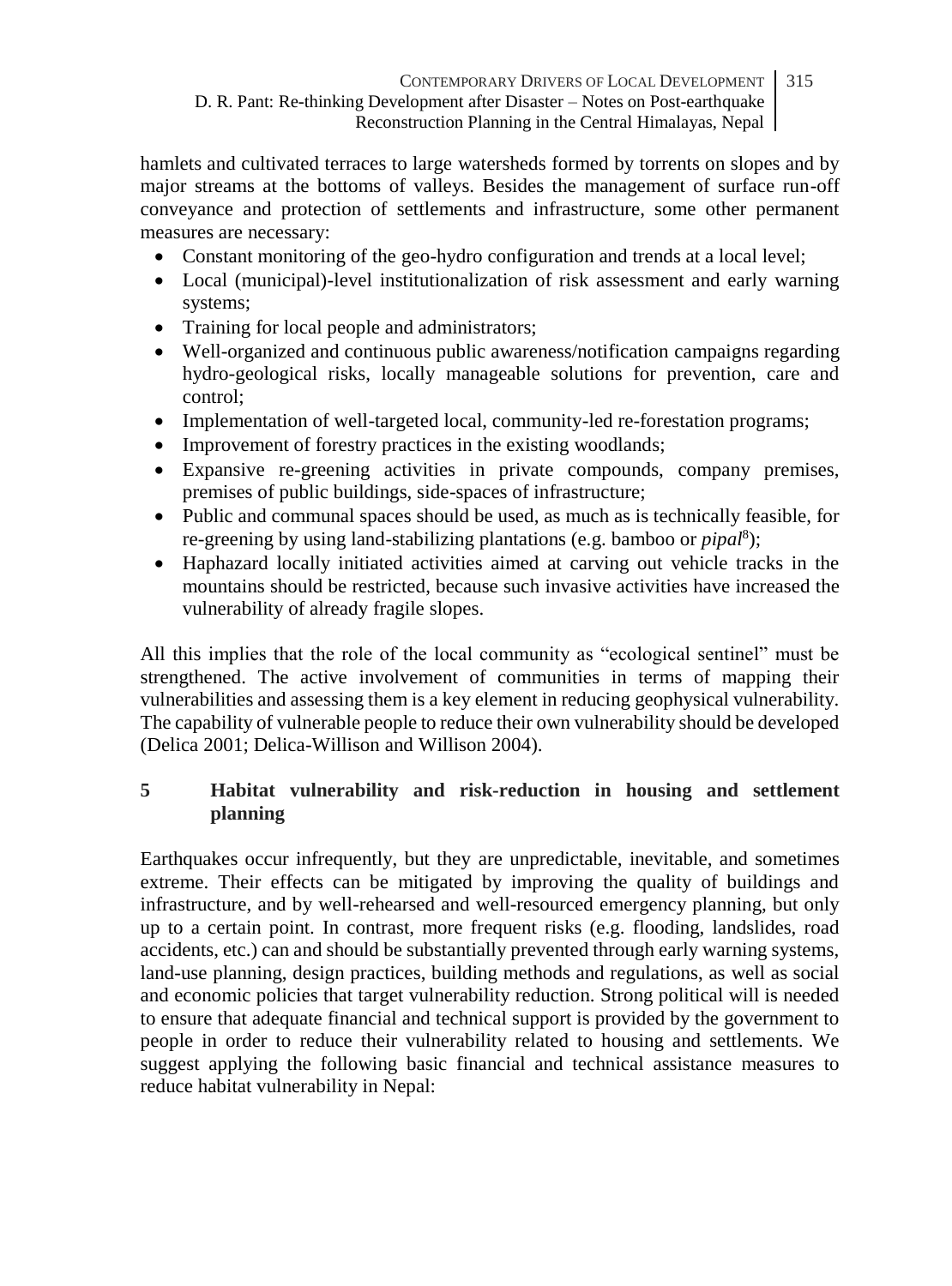hamlets and cultivated terraces to large watersheds formed by torrents on slopes and by major streams at the bottoms of valleys. Besides the management of surface run-off conveyance and protection of settlements and infrastructure, some other permanent measures are necessary:

- Constant monitoring of the geo-hydro configuration and trends at a local level;
- Local (municipal)-level institutionalization of risk assessment and early warning systems;
- Training for local people and administrators;
- Well-organized and continuous public awareness/notification campaigns regarding hydro-geological risks, locally manageable solutions for prevention, care and control;
- Implementation of well-targeted local, community-led re-forestation programs;
- Improvement of forestry practices in the existing woodlands;
- Expansive re-greening activities in private compounds, company premises, premises of public buildings, side-spaces of infrastructure;
- Public and communal spaces should be used, as much as is technically feasible, for re-greening by using land-stabilizing plantations (e.g. bamboo or *pipal*[8]);
- Haphazard locally initiated activities aimed at carving out vehicle tracks in the mountains should be restricted, because such invasive activities have increased the vulnerability of already fragile slopes.

All this implies that the role of the local community as "ecological sentinel" must be strengthened. The active involvement of communities in terms of mapping their vulnerabilities and assessing them is a key element in reducing geophysical vulnerability. The capability of vulnerable people to reduce their own vulnerability should be developed (Delica 2001; Delica-Willison and Willison 2004).

## 5 Habitat vulnerability and risk-reduction in housing and settlement planning

Earthquakes occur infrequently, but they are unpredictable, inevitable, and sometimes extreme. Their effects can be mitigated by improving the quality of buildings and infrastructure, and by well-rehearsed and well-resourced emergency planning, but only up to a certain point. In contrast, more frequent risks (e.g. flooding, landslides, road accidents, etc.) can and should be substantially prevented through early warning systems, land-use planning, design practices, building methods and regulations, as well as social and economic policies that target vulnerability reduction. Strong political will is needed to ensure that adequate financial and technical support is provided by the government to people in order to reduce their vulnerability related to housing and settlements. We suggest applying the following basic financial and technical assistance measures to reduce habitat vulnerability in Nepal: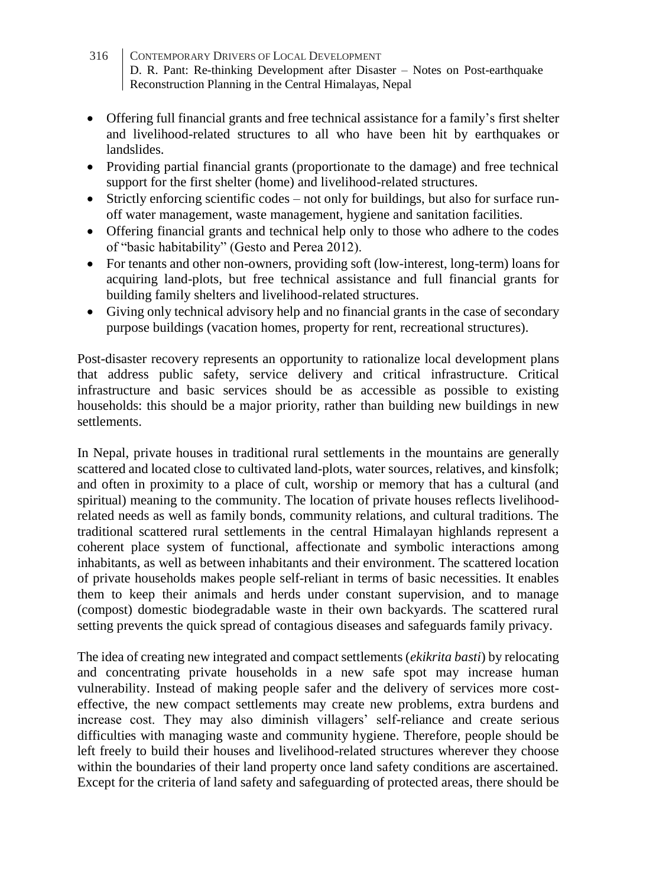- Offering full financial grants and free technical assistance for a family's first shelter and livelihood-related structures to all who have been hit by earthquakes or landslides.
- Providing partial financial grants (proportionate to the damage) and free technical support for the first shelter (home) and livelihood-related structures.
- Strictly enforcing scientific codes – not only for buildings, but also for surface run-off water management, waste management, hygiene and sanitation facilities.
- Offering financial grants and technical help only to those who adhere to the codes of "basic habitability" (Gesto and Perea 2012).
- For tenants and other non-owners, providing soft (low-interest, long-term) loans for acquiring land-plots, but free technical assistance and full financial grants for building family shelters and livelihood-related structures.
- Giving only technical advisory help and no financial grants in the case of secondary purpose buildings (vacation homes, property for rent, recreational structures).

Post-disaster recovery represents an opportunity to rationalize local development plans that address public safety, service delivery and critical infrastructure. Critical infrastructure and basic services should be as accessible as possible to existing households: this should be a major priority, rather than building new buildings in new settlements.

In Nepal, private houses in traditional rural settlements in the mountains are generally scattered and located close to cultivated land-plots, water sources, relatives, and kinsfolk; and often in proximity to a place of cult, worship or memory that has a cultural (and spiritual) meaning to the community. The location of private houses reflects livelihood-related needs as well as family bonds, community relations, and cultural traditions. The traditional scattered rural settlements in the central Himalayan highlands represent a coherent place system of functional, affectionate and symbolic interactions among inhabitants, as well as between inhabitants and their environment. The scattered location of private households makes people self-reliant in terms of basic necessities. It enables them to keep their animals and herds under constant supervision, and to manage (compost) domestic biodegradable waste in their own backyards. The scattered rural setting prevents the quick spread of contagious diseases and safeguards family privacy.

The idea of creating new integrated and compact settlements (*ekikrita basti*) by relocating and concentrating private households in a new safe spot may increase human vulnerability. Instead of making people safer and the delivery of services more cost-effective, the new compact settlements may create new problems, extra burdens and increase cost. They may also diminish villagers' self-reliance and create serious difficulties with managing waste and community hygiene. Therefore, people should be left freely to build their houses and livelihood-related structures wherever they choose within the boundaries of their land property once land safety conditions are ascertained. Except for the criteria of land safety and safeguarding of protected areas, there should be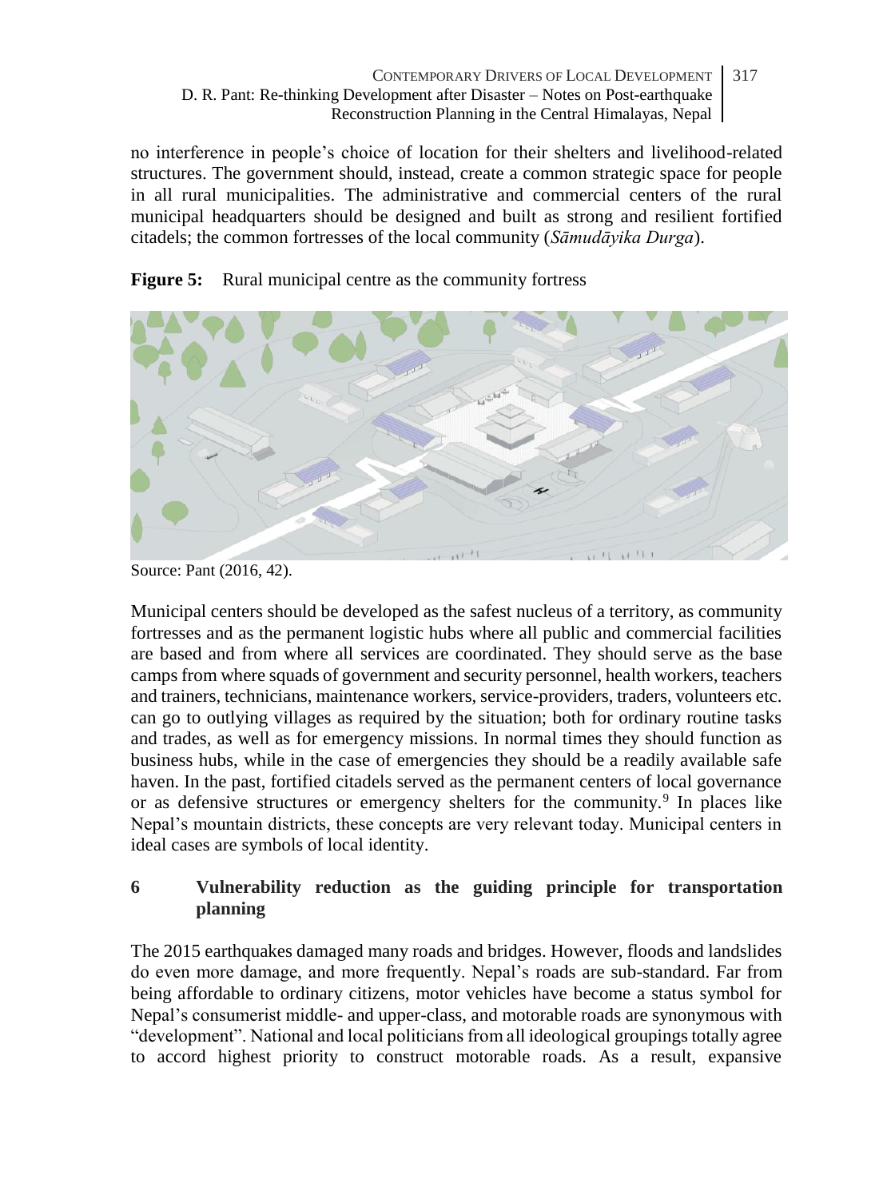no interference in people's choice of location for their shelters and livelihood-related structures. The government should, instead, create a common strategic space for people in all rural municipalities. The administrative and commercial centers of the rural municipal headquarters should be designed and built as strong and resilient fortified citadels; the common fortresses of the local community (*Sāmudāyika Durga*).

**Figure 5:** Rural municipal centre as the community fortress

Source: Pant (2016, 42).

Municipal centers should be developed as the safest nucleus of a territory, as community fortresses and as the permanent logistic hubs where all public and commercial facilities are based and from where all services are coordinated. They should serve as the base camps from where squads of government and security personnel, health workers, teachers and trainers, technicians, maintenance workers, service-providers, traders, volunteers etc. can go to outlying villages as required by the situation; both for ordinary routine tasks and trades, as well as for emergency missions. In normal times they should function as business hubs, while in the case of emergencies they should be a readily available safe haven. In the past, fortified citadels served as the permanent centers of local governance or as defensive structures or emergency shelters for the community.[9] In places like Nepal's mountain districts, these concepts are very relevant today. Municipal centers in ideal cases are symbols of local identity.

## 6 Vulnerability reduction as the guiding principle for transportation planning

The 2015 earthquakes damaged many roads and bridges. However, floods and landslides do even more damage, and more frequently. Nepal's roads are sub-standard. Far from being affordable to ordinary citizens, motor vehicles have become a status symbol for Nepal's consumerist middle- and upper-class, and motorable roads are synonymous with "development". National and local politicians from all ideological groupings totally agree to accord highest priority to construct motorable roads. As a result, expansive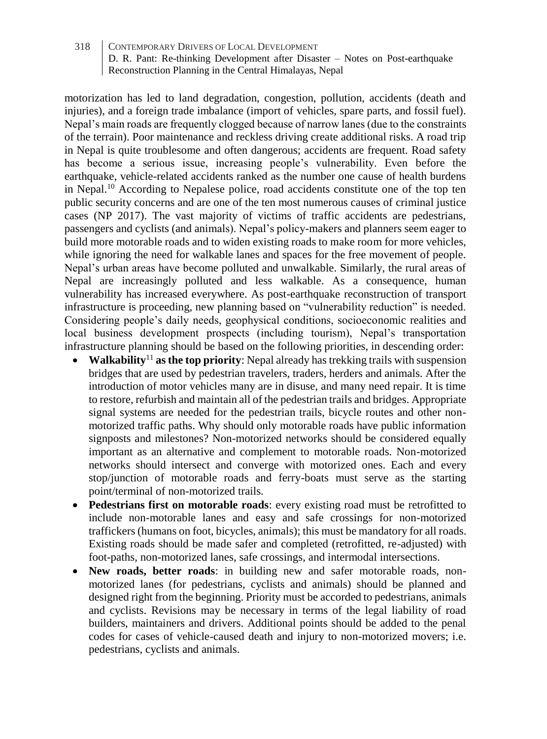motorization has led to land degradation, congestion, pollution, accidents (death and injuries), and a foreign trade imbalance (import of vehicles, spare parts, and fossil fuel). Nepal's main roads are frequently clogged because of narrow lanes (due to the constraints of the terrain). Poor maintenance and reckless driving create additional risks. A road trip in Nepal is quite troublesome and often dangerous; accidents are frequent. Road safety has become a serious issue, increasing people's vulnerability. Even before the earthquake, vehicle-related accidents ranked as the number one cause of health burdens in Nepal.[10] According to Nepalese police, road accidents constitute one of the top ten public security concerns and are one of the ten most numerous causes of criminal justice cases (NP 2017). The vast majority of victims of traffic accidents are pedestrians, passengers and cyclists (and animals). Nepal's policy-makers and planners seem eager to build more motorable roads and to widen existing roads to make room for more vehicles, while ignoring the need for walkable lanes and spaces for the free movement of people. Nepal's urban areas have become polluted and unwalkable. Similarly, the rural areas of Nepal are increasingly polluted and less walkable. As a consequence, human vulnerability has increased everywhere. As post-earthquake reconstruction of transport infrastructure is proceeding, new planning based on "vulnerability reduction" is needed. Considering people's daily needs, geophysical conditions, socioeconomic realities and local business development prospects (including tourism), Nepal's transportation infrastructure planning should be based on the following priorities, in descending order:

- **Walkability[11] as the top priority**: Nepal already has trekking trails with suspension bridges that are used by pedestrian travelers, traders, herders and animals. After the introduction of motor vehicles many are in disuse, and many need repair. It is time to restore, refurbish and maintain all of the pedestrian trails and bridges. Appropriate signal systems are needed for the pedestrian trails, bicycle routes and other non-motorized traffic paths. Why should only motorable roads have public information signposts and milestones? Non-motorized networks should be considered equally important as an alternative and complement to motorable roads. Non-motorized networks should intersect and converge with motorized ones. Each and every stop/junction of motorable roads and ferry-boats must serve as the starting point/terminal of non-motorized trails.
- **Pedestrians first on motorable roads**: every existing road must be retrofitted to include non-motorable lanes and easy and safe crossings for non-motorized traffickers (humans on foot, bicycles, animals); this must be mandatory for all roads. Existing roads should be made safer and completed (retrofitted, re-adjusted) with foot-paths, non-motorized lanes, safe crossings, and intermodal intersections.
- **New roads, better roads**: in building new and safer motorable roads, non-motorized lanes (for pedestrians, cyclists and animals) should be planned and designed right from the beginning. Priority must be accorded to pedestrians, animals and cyclists. Revisions may be necessary in terms of the legal liability of road builders, maintainers and drivers. Additional points should be added to the penal codes for cases of vehicle-caused death and injury to non-motorized movers; i.e. pedestrians, cyclists and animals.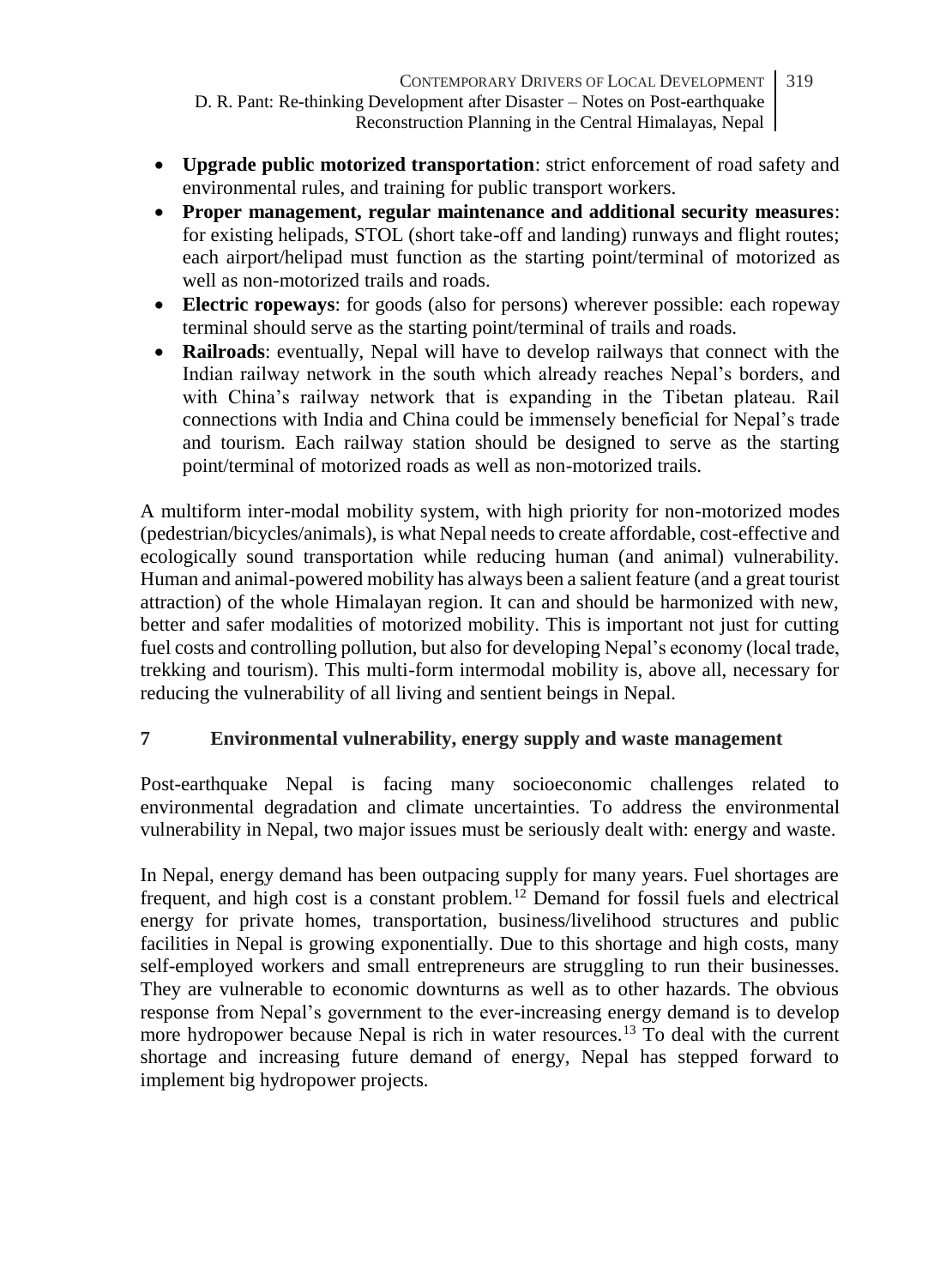- **Upgrade public motorized transportation**: strict enforcement of road safety and environmental rules, and training for public transport workers.
- **Proper management, regular maintenance and additional security measures**: for existing helipads, STOL (short take-off and landing) runways and flight routes; each airport/helipad must function as the starting point/terminal of motorized as well as non-motorized trails and roads.
- **Electric ropeways**: for goods (also for persons) wherever possible: each ropeway terminal should serve as the starting point/terminal of trails and roads.
- **Railroads**: eventually, Nepal will have to develop railways that connect with the Indian railway network in the south which already reaches Nepal's borders, and with China's railway network that is expanding in the Tibetan plateau. Rail connections with India and China could be immensely beneficial for Nepal's trade and tourism. Each railway station should be designed to serve as the starting point/terminal of motorized roads as well as non-motorized trails.

A multiform inter-modal mobility system, with high priority for non-motorized modes (pedestrian/bicycles/animals), is what Nepal needs to create affordable, cost-effective and ecologically sound transportation while reducing human (and animal) vulnerability. Human and animal-powered mobility has always been a salient feature (and a great tourist attraction) of the whole Himalayan region. It can and should be harmonized with new, better and safer modalities of motorized mobility. This is important not just for cutting fuel costs and controlling pollution, but also for developing Nepal's economy (local trade, trekking and tourism). This multi-form intermodal mobility is, above all, necessary for reducing the vulnerability of all living and sentient beings in Nepal.

## 7 Environmental vulnerability, energy supply and waste management

Post-earthquake Nepal is facing many socioeconomic challenges related to environmental degradation and climate uncertainties. To address the environmental vulnerability in Nepal, two major issues must be seriously dealt with: energy and waste.

In Nepal, energy demand has been outpacing supply for many years. Fuel shortages are frequent, and high cost is a constant problem.[12] Demand for fossil fuels and electrical energy for private homes, transportation, business/livelihood structures and public facilities in Nepal is growing exponentially. Due to this shortage and high costs, many self-employed workers and small entrepreneurs are struggling to run their businesses. They are vulnerable to economic downturns as well as to other hazards. The obvious response from Nepal's government to the ever-increasing energy demand is to develop more hydropower because Nepal is rich in water resources.[13] To deal with the current shortage and increasing future demand of energy, Nepal has stepped forward to implement big hydropower projects.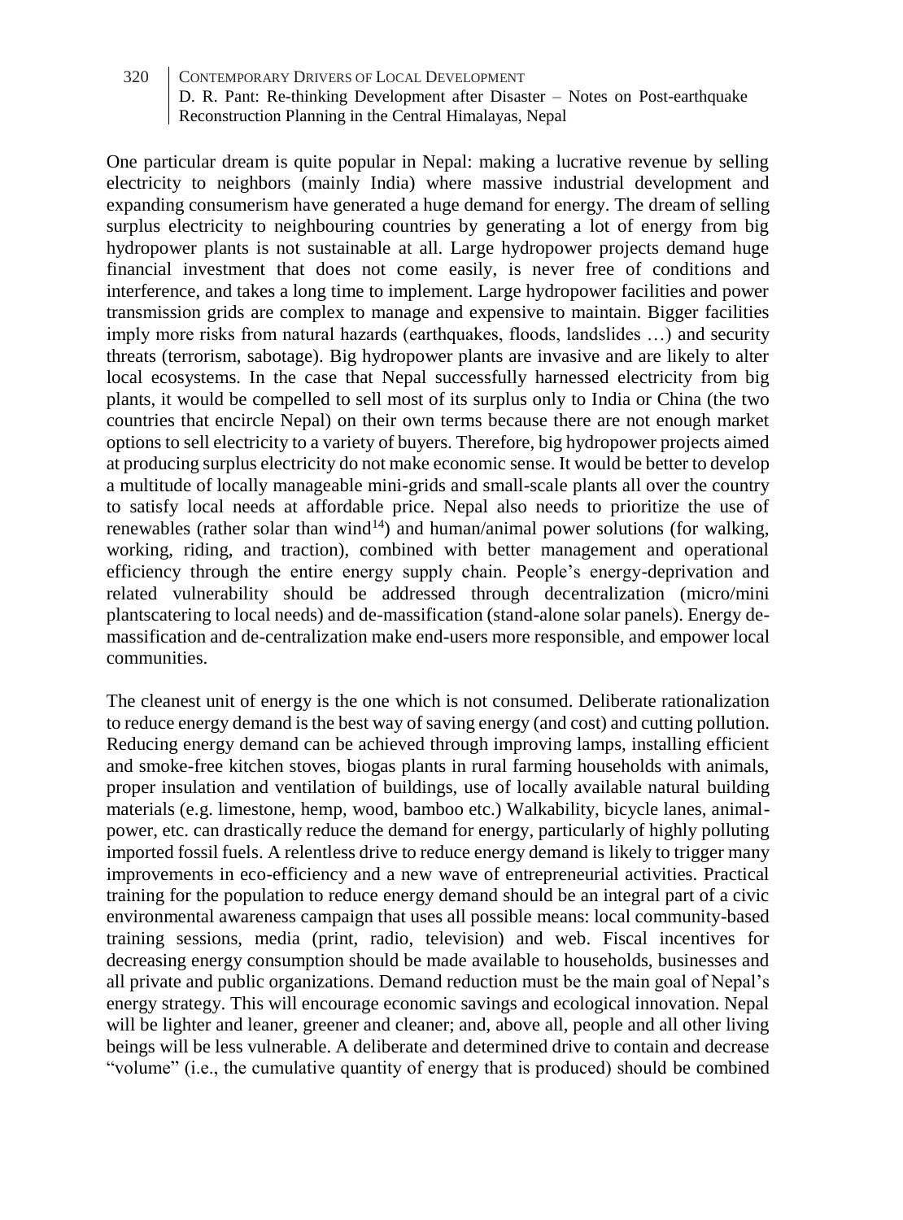One particular dream is quite popular in Nepal: making a lucrative revenue by selling electricity to neighbors (mainly India) where massive industrial development and expanding consumerism have generated a huge demand for energy. The dream of selling surplus electricity to neighbouring countries by generating a lot of energy from big hydropower plants is not sustainable at all. Large hydropower projects demand huge financial investment that does not come easily, is never free of conditions and interference, and takes a long time to implement. Large hydropower facilities and power transmission grids are complex to manage and expensive to maintain. Bigger facilities imply more risks from natural hazards (earthquakes, floods, landslides …) and security threats (terrorism, sabotage). Big hydropower plants are invasive and are likely to alter local ecosystems. In the case that Nepal successfully harnessed electricity from big plants, it would be compelled to sell most of its surplus only to India or China (the two countries that encircle Nepal) on their own terms because there are not enough market options to sell electricity to a variety of buyers. Therefore, big hydropower projects aimed at producing surplus electricity do not make economic sense. It would be better to develop a multitude of locally manageable mini-grids and small-scale plants all over the country to satisfy local needs at affordable price. Nepal also needs to prioritize the use of renewables (rather solar than wind[14]) and human/animal power solutions (for walking, working, riding, and traction), combined with better management and operational efficiency through the entire energy supply chain. People's energy-deprivation and related vulnerability should be addressed through decentralization (micro/mini plantscatering to local needs) and de-massification (stand-alone solar panels). Energy de-massification and de-centralization make end-users more responsible, and empower local communities.

The cleanest unit of energy is the one which is not consumed. Deliberate rationalization to reduce energy demand is the best way of saving energy (and cost) and cutting pollution. Reducing energy demand can be achieved through improving lamps, installing efficient and smoke-free kitchen stoves, biogas plants in rural farming households with animals, proper insulation and ventilation of buildings, use of locally available natural building materials (e.g. limestone, hemp, wood, bamboo etc.) Walkability, bicycle lanes, animal-power, etc. can drastically reduce the demand for energy, particularly of highly polluting imported fossil fuels. A relentless drive to reduce energy demand is likely to trigger many improvements in eco-efficiency and a new wave of entrepreneurial activities. Practical training for the population to reduce energy demand should be an integral part of a civic environmental awareness campaign that uses all possible means: local community-based training sessions, media (print, radio, television) and web. Fiscal incentives for decreasing energy consumption should be made available to households, businesses and all private and public organizations. Demand reduction must be the main goal of Nepal's energy strategy. This will encourage economic savings and ecological innovation. Nepal will be lighter and leaner, greener and cleaner; and, above all, people and all other living beings will be less vulnerable. A deliberate and determined drive to contain and decrease "volume" (i.e., the cumulative quantity of energy that is produced) should be combined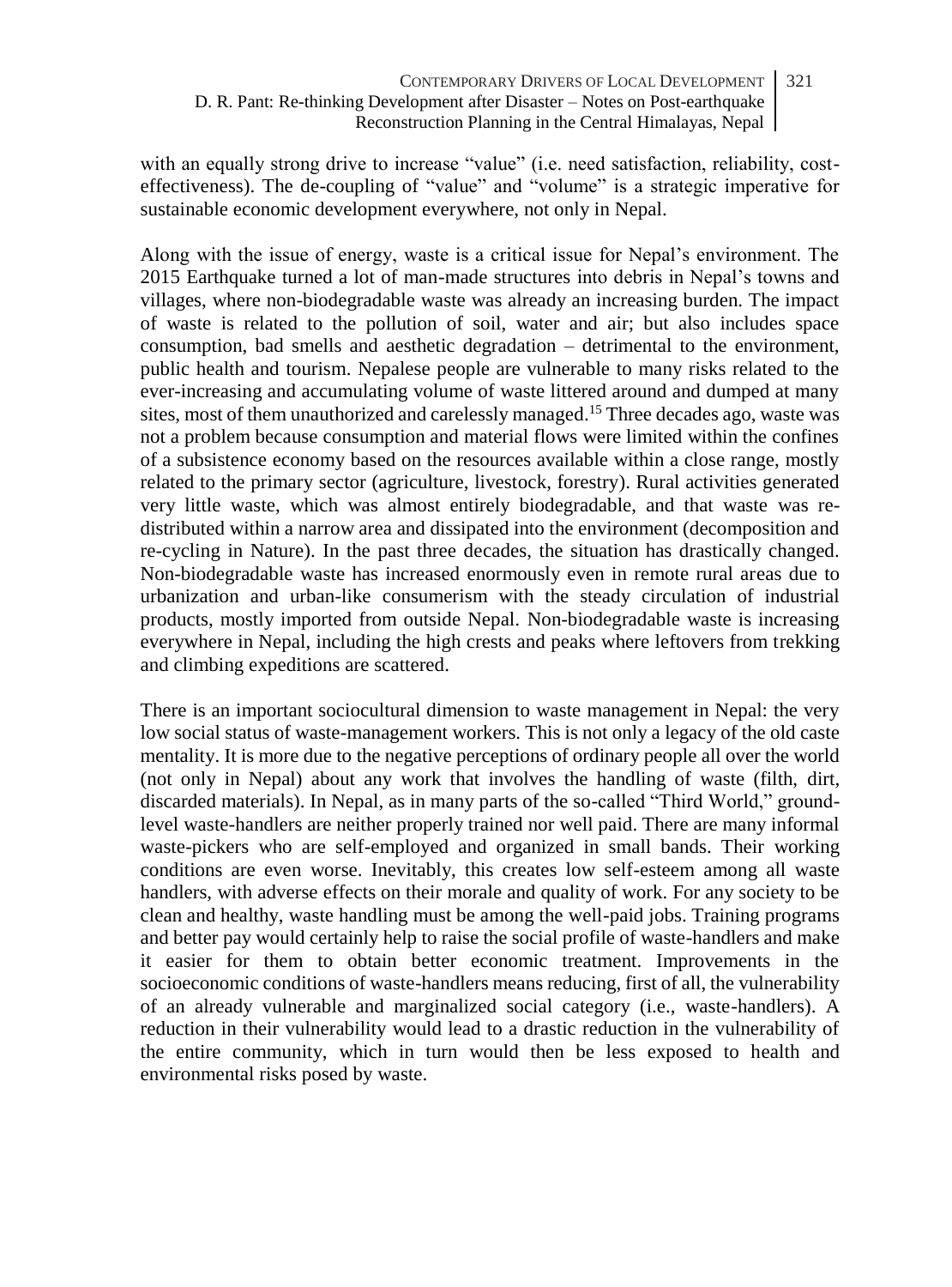with an equally strong drive to increase "value" (i.e. need satisfaction, reliability, cost-effectiveness). The de-coupling of "value" and "volume" is a strategic imperative for sustainable economic development everywhere, not only in Nepal.

Along with the issue of energy, waste is a critical issue for Nepal's environment. The 2015 Earthquake turned a lot of man-made structures into debris in Nepal's towns and villages, where non-biodegradable waste was already an increasing burden. The impact of waste is related to the pollution of soil, water and air; but also includes space consumption, bad smells and aesthetic degradation – detrimental to the environment, public health and tourism. Nepalese people are vulnerable to many risks related to the ever-increasing and accumulating volume of waste littered around and dumped at many sites, most of them unauthorized and carelessly managed.[15] Three decades ago, waste was not a problem because consumption and material flows were limited within the confines of a subsistence economy based on the resources available within a close range, mostly related to the primary sector (agriculture, livestock, forestry). Rural activities generated very little waste, which was almost entirely biodegradable, and that waste was re-distributed within a narrow area and dissipated into the environment (decomposition and re-cycling in Nature). In the past three decades, the situation has drastically changed. Non-biodegradable waste has increased enormously even in remote rural areas due to urbanization and urban-like consumerism with the steady circulation of industrial products, mostly imported from outside Nepal. Non-biodegradable waste is increasing everywhere in Nepal, including the high crests and peaks where leftovers from trekking and climbing expeditions are scattered.

There is an important sociocultural dimension to waste management in Nepal: the very low social status of waste-management workers. This is not only a legacy of the old caste mentality. It is more due to the negative perceptions of ordinary people all over the world (not only in Nepal) about any work that involves the handling of waste (filth, dirt, discarded materials). In Nepal, as in many parts of the so-called "Third World," ground-level waste-handlers are neither properly trained nor well paid. There are many informal waste-pickers who are self-employed and organized in small bands. Their working conditions are even worse. Inevitably, this creates low self-esteem among all waste handlers, with adverse effects on their morale and quality of work. For any society to be clean and healthy, waste handling must be among the well-paid jobs. Training programs and better pay would certainly help to raise the social profile of waste-handlers and make it easier for them to obtain better economic treatment. Improvements in the socioeconomic conditions of waste-handlers means reducing, first of all, the vulnerability of an already vulnerable and marginalized social category (i.e., waste-handlers). A reduction in their vulnerability would lead to a drastic reduction in the vulnerability of the entire community, which in turn would then be less exposed to health and environmental risks posed by waste.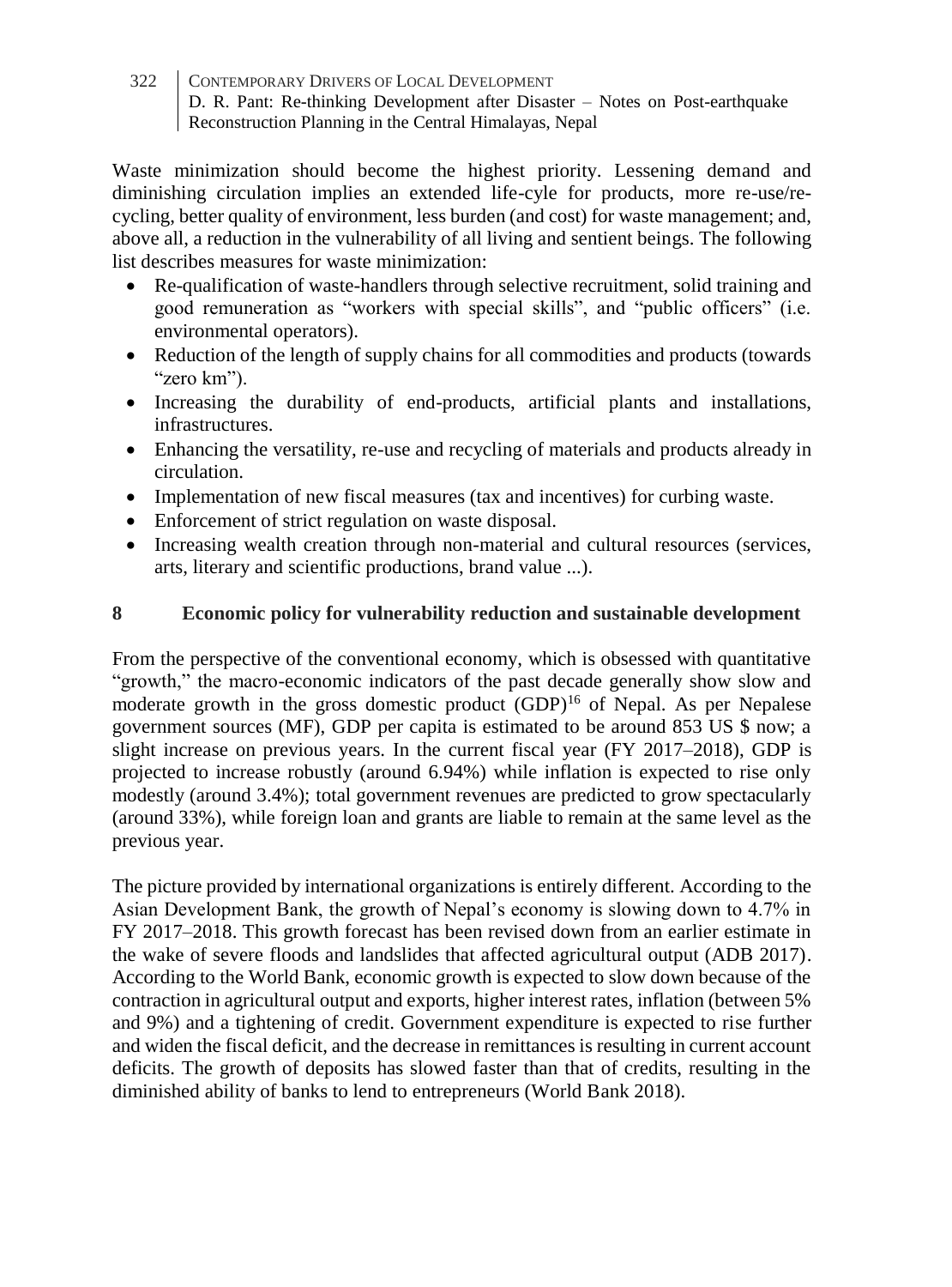Waste minimization should become the highest priority. Lessening demand and diminishing circulation implies an extended life-cyle for products, more re-use/re-cycling, better quality of environment, less burden (and cost) for waste management; and, above all, a reduction in the vulnerability of all living and sentient beings. The following list describes measures for waste minimization:

- Re-qualification of waste-handlers through selective recruitment, solid training and good remuneration as "workers with special skills", and "public officers" (i.e. environmental operators).
- Reduction of the length of supply chains for all commodities and products (towards "zero km").
- Increasing the durability of end-products, artificial plants and installations, infrastructures.
- Enhancing the versatility, re-use and recycling of materials and products already in circulation.
- Implementation of new fiscal measures (tax and incentives) for curbing waste.
- Enforcement of strict regulation on waste disposal.
- Increasing wealth creation through non-material and cultural resources (services, arts, literary and scientific productions, brand value ...).

## 8 Economic policy for vulnerability reduction and sustainable development

From the perspective of the conventional economy, which is obsessed with quantitative "growth," the macro-economic indicators of the past decade generally show slow and moderate growth in the gross domestic product (GDP)[16] of Nepal. As per Nepalese government sources (MF), GDP per capita is estimated to be around 853 US $ now; a slight increase on previous years. In the current fiscal year (FY 2017–2018), GDP is projected to increase robustly (around 6.94%) while inflation is expected to rise only modestly (around 3.4%); total government revenues are predicted to grow spectacularly (around 33%), while foreign loan and grants are liable to remain at the same level as the previous year.

The picture provided by international organizations is entirely different. According to the Asian Development Bank, the growth of Nepal's economy is slowing down to 4.7% in FY 2017–2018. This growth forecast has been revised down from an earlier estimate in the wake of severe floods and landslides that affected agricultural output (ADB 2017). According to the World Bank, economic growth is expected to slow down because of the contraction in agricultural output and exports, higher interest rates, inflation (between 5% and 9%) and a tightening of credit. Government expenditure is expected to rise further and widen the fiscal deficit, and the decrease in remittances is resulting in current account deficits. The growth of deposits has slowed faster than that of credits, resulting in the diminished ability of banks to lend to entrepreneurs (World Bank 2018).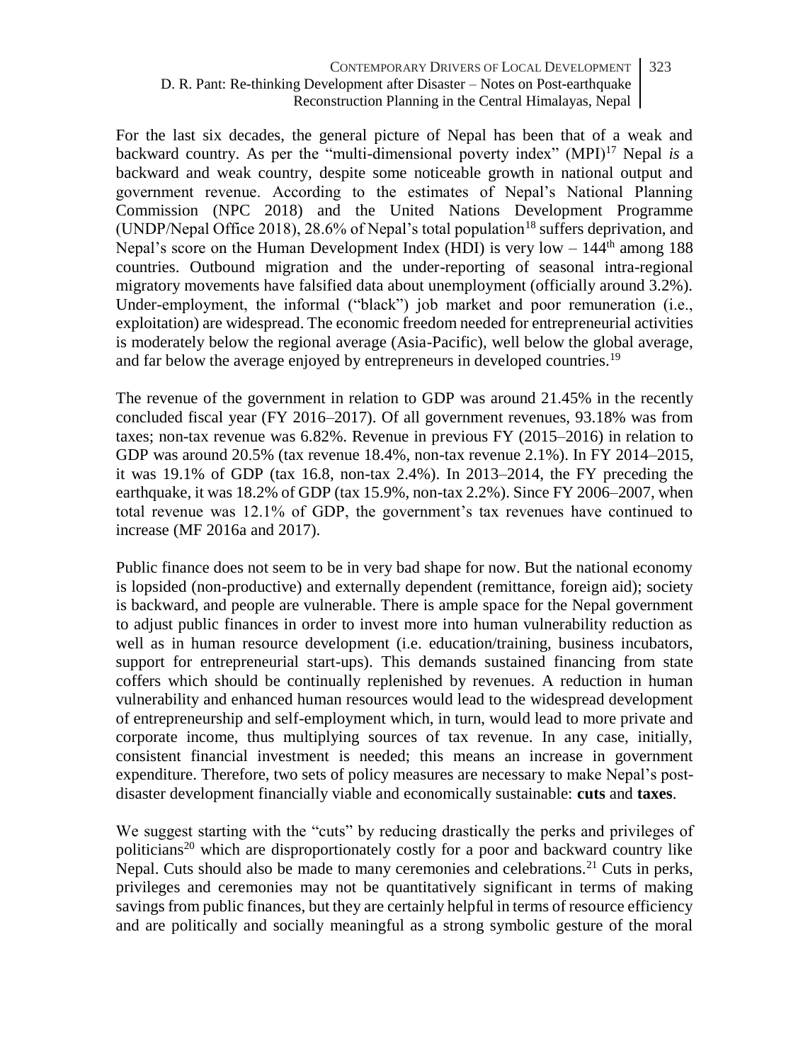For the last six decades, the general picture of Nepal has been that of a weak and backward country. As per the "multi-dimensional poverty index" (MPI)[17] Nepal *is* a backward and weak country, despite some noticeable growth in national output and government revenue. According to the estimates of Nepal's National Planning Commission (NPC 2018) and the United Nations Development Programme (UNDP/Nepal Office 2018), 28.6% of Nepal's total population[18] suffers deprivation, and Nepal's score on the Human Development Index (HDI) is very low – 144th among 188 countries. Outbound migration and the under-reporting of seasonal intra-regional migratory movements have falsified data about unemployment (officially around 3.2%). Under-employment, the informal ("black") job market and poor remuneration (i.e., exploitation) are widespread. The economic freedom needed for entrepreneurial activities is moderately below the regional average (Asia-Pacific), well below the global average, and far below the average enjoyed by entrepreneurs in developed countries.[19]

The revenue of the government in relation to GDP was around 21.45% in the recently concluded fiscal year (FY 2016–2017). Of all government revenues, 93.18% was from taxes; non-tax revenue was 6.82%. Revenue in previous FY (2015–2016) in relation to GDP was around 20.5% (tax revenue 18.4%, non-tax revenue 2.1%). In FY 2014–2015, it was 19.1% of GDP (tax 16.8, non-tax 2.4%). In 2013–2014, the FY preceding the earthquake, it was 18.2% of GDP (tax 15.9%, non-tax 2.2%). Since FY 2006–2007, when total revenue was 12.1% of GDP, the government's tax revenues have continued to increase (MF 2016a and 2017).

Public finance does not seem to be in very bad shape for now. But the national economy is lopsided (non-productive) and externally dependent (remittance, foreign aid); society is backward, and people are vulnerable. There is ample space for the Nepal government to adjust public finances in order to invest more into human vulnerability reduction as well as in human resource development (i.e. education/training, business incubators, support for entrepreneurial start-ups). This demands sustained financing from state coffers which should be continually replenished by revenues. A reduction in human vulnerability and enhanced human resources would lead to the widespread development of entrepreneurship and self-employment which, in turn, would lead to more private and corporate income, thus multiplying sources of tax revenue. In any case, initially, consistent financial investment is needed; this means an increase in government expenditure. Therefore, two sets of policy measures are necessary to make Nepal's post-disaster development financially viable and economically sustainable: **cuts** and **taxes**.

We suggest starting with the "cuts" by reducing drastically the perks and privileges of politicians[20] which are disproportionately costly for a poor and backward country like Nepal. Cuts should also be made to many ceremonies and celebrations.[21] Cuts in perks, privileges and ceremonies may not be quantitatively significant in terms of making savings from public finances, but they are certainly helpful in terms of resource efficiency and are politically and socially meaningful as a strong symbolic gesture of the moral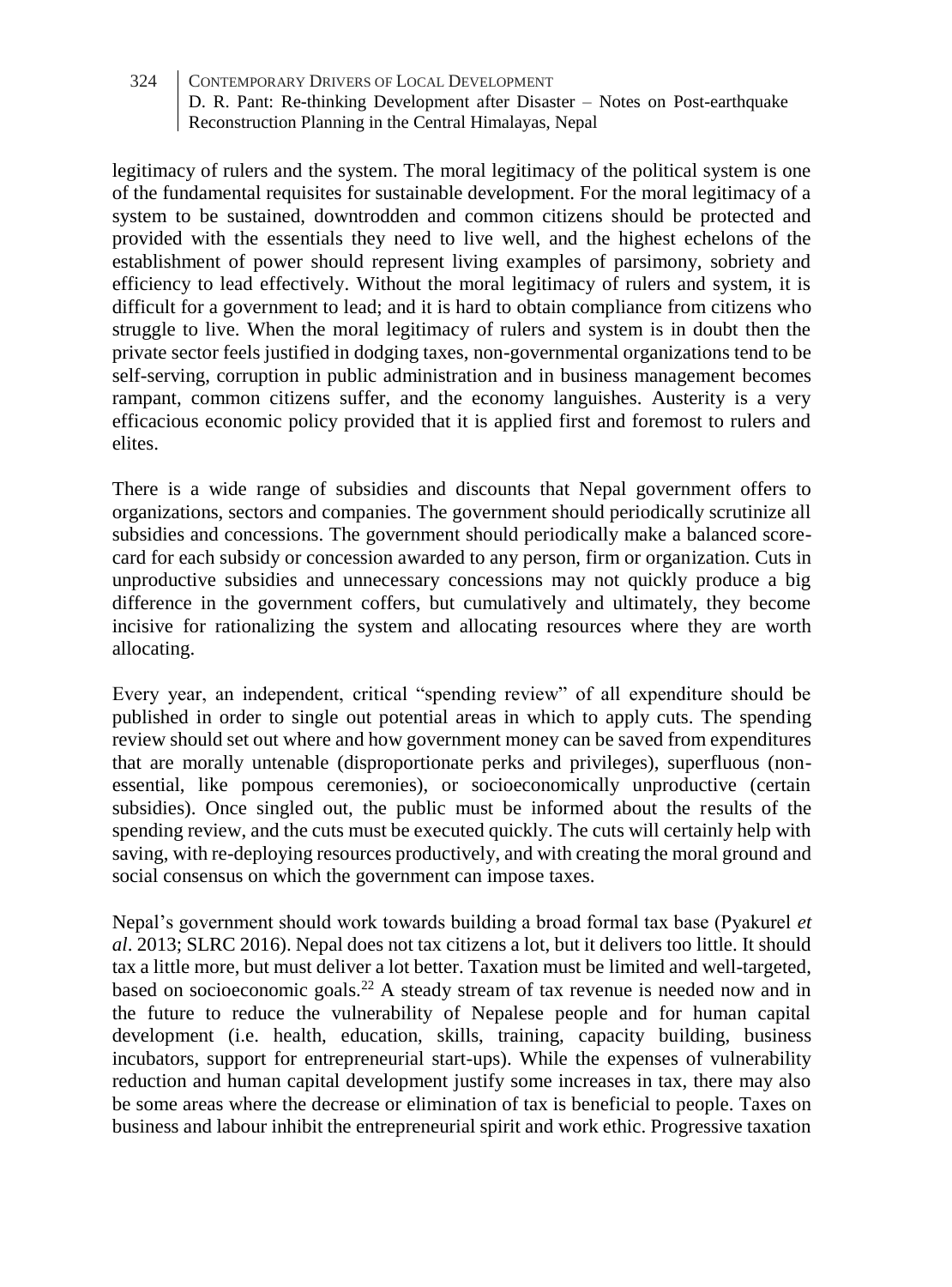legitimacy of rulers and the system. The moral legitimacy of the political system is one of the fundamental requisites for sustainable development. For the moral legitimacy of a system to be sustained, downtrodden and common citizens should be protected and provided with the essentials they need to live well, and the highest echelons of the establishment of power should represent living examples of parsimony, sobriety and efficiency to lead effectively. Without the moral legitimacy of rulers and system, it is difficult for a government to lead; and it is hard to obtain compliance from citizens who struggle to live. When the moral legitimacy of rulers and system is in doubt then the private sector feels justified in dodging taxes, non-governmental organizations tend to be self-serving, corruption in public administration and in business management becomes rampant, common citizens suffer, and the economy languishes. Austerity is a very efficacious economic policy provided that it is applied first and foremost to rulers and elites.

There is a wide range of subsidies and discounts that Nepal government offers to organizations, sectors and companies. The government should periodically scrutinize all subsidies and concessions. The government should periodically make a balanced score-card for each subsidy or concession awarded to any person, firm or organization. Cuts in unproductive subsidies and unnecessary concessions may not quickly produce a big difference in the government coffers, but cumulatively and ultimately, they become incisive for rationalizing the system and allocating resources where they are worth allocating.

Every year, an independent, critical "spending review" of all expenditure should be published in order to single out potential areas in which to apply cuts. The spending review should set out where and how government money can be saved from expenditures that are morally untenable (disproportionate perks and privileges), superfluous (non-essential, like pompous ceremonies), or socioeconomically unproductive (certain subsidies). Once singled out, the public must be informed about the results of the spending review, and the cuts must be executed quickly. The cuts will certainly help with saving, with re-deploying resources productively, and with creating the moral ground and social consensus on which the government can impose taxes.

Nepal's government should work towards building a broad formal tax base (Pyakurel *et al*. 2013; SLRC 2016). Nepal does not tax citizens a lot, but it delivers too little. It should tax a little more, but must deliver a lot better. Taxation must be limited and well-targeted, based on socioeconomic goals.[22] A steady stream of tax revenue is needed now and in the future to reduce the vulnerability of Nepalese people and for human capital development (i.e. health, education, skills, training, capacity building, business incubators, support for entrepreneurial start-ups). While the expenses of vulnerability reduction and human capital development justify some increases in tax, there may also be some areas where the decrease or elimination of tax is beneficial to people. Taxes on business and labour inhibit the entrepreneurial spirit and work ethic. Progressive taxation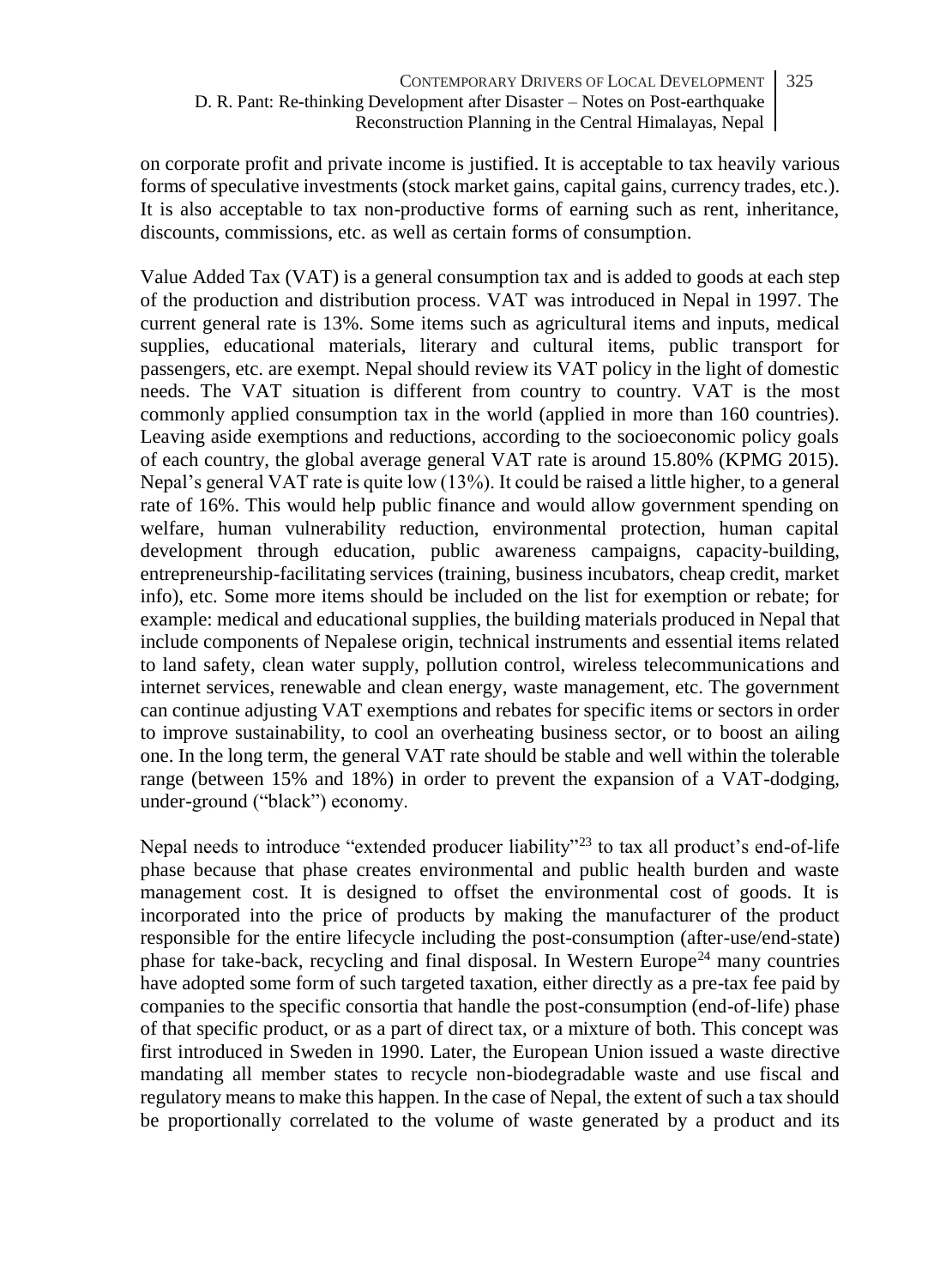on corporate profit and private income is justified. It is acceptable to tax heavily various forms of speculative investments (stock market gains, capital gains, currency trades, etc.). It is also acceptable to tax non-productive forms of earning such as rent, inheritance, discounts, commissions, etc. as well as certain forms of consumption.

Value Added Tax (VAT) is a general consumption tax and is added to goods at each step of the production and distribution process. VAT was introduced in Nepal in 1997. The current general rate is 13%. Some items such as agricultural items and inputs, medical supplies, educational materials, literary and cultural items, public transport for passengers, etc. are exempt. Nepal should review its VAT policy in the light of domestic needs. The VAT situation is different from country to country. VAT is the most commonly applied consumption tax in the world (applied in more than 160 countries). Leaving aside exemptions and reductions, according to the socioeconomic policy goals of each country, the global average general VAT rate is around 15.80% (KPMG 2015). Nepal's general VAT rate is quite low (13%). It could be raised a little higher, to a general rate of 16%. This would help public finance and would allow government spending on welfare, human vulnerability reduction, environmental protection, human capital development through education, public awareness campaigns, capacity-building, entrepreneurship-facilitating services (training, business incubators, cheap credit, market info), etc. Some more items should be included on the list for exemption or rebate; for example: medical and educational supplies, the building materials produced in Nepal that include components of Nepalese origin, technical instruments and essential items related to land safety, clean water supply, pollution control, wireless telecommunications and internet services, renewable and clean energy, waste management, etc. The government can continue adjusting VAT exemptions and rebates for specific items or sectors in order to improve sustainability, to cool an overheating business sector, or to boost an ailing one. In the long term, the general VAT rate should be stable and well within the tolerable range (between 15% and 18%) in order to prevent the expansion of a VAT-dodging, under-ground ("black") economy.

Nepal needs to introduce "extended producer liability"[23] to tax all product's end-of-life phase because that phase creates environmental and public health burden and waste management cost. It is designed to offset the environmental cost of goods. It is incorporated into the price of products by making the manufacturer of the product responsible for the entire lifecycle including the post-consumption (after-use/end-state) phase for take-back, recycling and final disposal. In Western Europe[24] many countries have adopted some form of such targeted taxation, either directly as a pre-tax fee paid by companies to the specific consortia that handle the post-consumption (end-of-life) phase of that specific product, or as a part of direct tax, or a mixture of both. This concept was first introduced in Sweden in 1990. Later, the European Union issued a waste directive mandating all member states to recycle non-biodegradable waste and use fiscal and regulatory means to make this happen. In the case of Nepal, the extent of such a tax should be proportionally correlated to the volume of waste generated by a product and its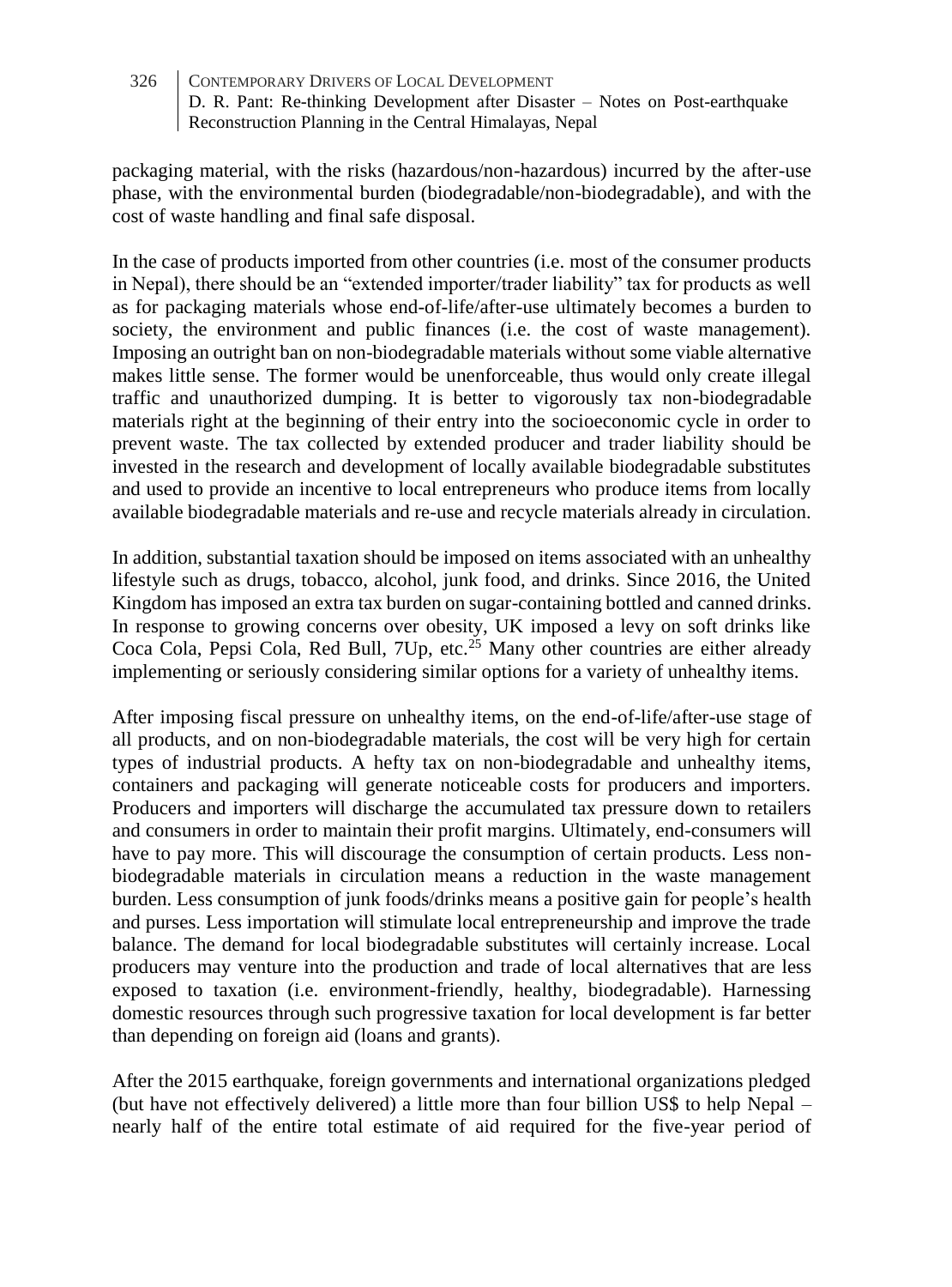packaging material, with the risks (hazardous/non-hazardous) incurred by the after-use phase, with the environmental burden (biodegradable/non-biodegradable), and with the cost of waste handling and final safe disposal.

In the case of products imported from other countries (i.e. most of the consumer products in Nepal), there should be an "extended importer/trader liability" tax for products as well as for packaging materials whose end-of-life/after-use ultimately becomes a burden to society, the environment and public finances (i.e. the cost of waste management). Imposing an outright ban on non-biodegradable materials without some viable alternative makes little sense. The former would be unenforceable, thus would only create illegal traffic and unauthorized dumping. It is better to vigorously tax non-biodegradable materials right at the beginning of their entry into the socioeconomic cycle in order to prevent waste. The tax collected by extended producer and trader liability should be invested in the research and development of locally available biodegradable substitutes and used to provide an incentive to local entrepreneurs who produce items from locally available biodegradable materials and re-use and recycle materials already in circulation.

In addition, substantial taxation should be imposed on items associated with an unhealthy lifestyle such as drugs, tobacco, alcohol, junk food, and drinks. Since 2016, the United Kingdom has imposed an extra tax burden on sugar-containing bottled and canned drinks. In response to growing concerns over obesity, UK imposed a levy on soft drinks like Coca Cola, Pepsi Cola, Red Bull, 7Up, etc.[25] Many other countries are either already implementing or seriously considering similar options for a variety of unhealthy items.

After imposing fiscal pressure on unhealthy items, on the end-of-life/after-use stage of all products, and on non-biodegradable materials, the cost will be very high for certain types of industrial products. A hefty tax on non-biodegradable and unhealthy items, containers and packaging will generate noticeable costs for producers and importers. Producers and importers will discharge the accumulated tax pressure down to retailers and consumers in order to maintain their profit margins. Ultimately, end-consumers will have to pay more. This will discourage the consumption of certain products. Less non-biodegradable materials in circulation means a reduction in the waste management burden. Less consumption of junk foods/drinks means a positive gain for people's health and purses. Less importation will stimulate local entrepreneurship and improve the trade balance. The demand for local biodegradable substitutes will certainly increase. Local producers may venture into the production and trade of local alternatives that are less exposed to taxation (i.e. environment-friendly, healthy, biodegradable). Harnessing domestic resources through such progressive taxation for local development is far better than depending on foreign aid (loans and grants).

After the 2015 earthquake, foreign governments and international organizations pledged (but have not effectively delivered) a little more than four billion US$ to help Nepal – nearly half of the entire total estimate of aid required for the five-year period of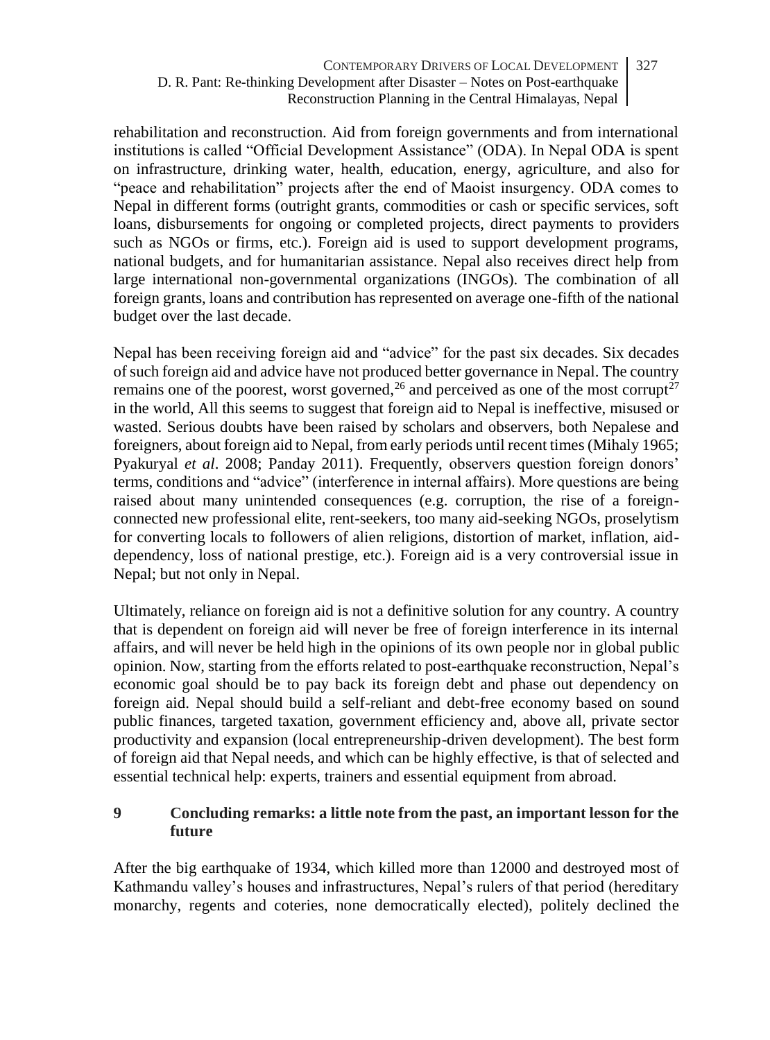rehabilitation and reconstruction. Aid from foreign governments and from international institutions is called "Official Development Assistance" (ODA). In Nepal ODA is spent on infrastructure, drinking water, health, education, energy, agriculture, and also for "peace and rehabilitation" projects after the end of Maoist insurgency. ODA comes to Nepal in different forms (outright grants, commodities or cash or specific services, soft loans, disbursements for ongoing or completed projects, direct payments to providers such as NGOs or firms, etc.). Foreign aid is used to support development programs, national budgets, and for humanitarian assistance. Nepal also receives direct help from large international non-governmental organizations (INGOs). The combination of all foreign grants, loans and contribution has represented on average one-fifth of the national budget over the last decade.

Nepal has been receiving foreign aid and "advice" for the past six decades. Six decades of such foreign aid and advice have not produced better governance in Nepal. The country remains one of the poorest, worst governed,[26] and perceived as one of the most corrupt[27] in the world, All this seems to suggest that foreign aid to Nepal is ineffective, misused or wasted. Serious doubts have been raised by scholars and observers, both Nepalese and foreigners, about foreign aid to Nepal, from early periods until recent times (Mihaly 1965; Pyakuryal *et al*. 2008; Panday 2011). Frequently, observers question foreign donors' terms, conditions and "advice" (interference in internal affairs). More questions are being raised about many unintended consequences (e.g. corruption, the rise of a foreign-connected new professional elite, rent-seekers, too many aid-seeking NGOs, proselytism for converting locals to followers of alien religions, distortion of market, inflation, aid-dependency, loss of national prestige, etc.). Foreign aid is a very controversial issue in Nepal; but not only in Nepal.

Ultimately, reliance on foreign aid is not a definitive solution for any country. A country that is dependent on foreign aid will never be free of foreign interference in its internal affairs, and will never be held high in the opinions of its own people nor in global public opinion. Now, starting from the efforts related to post-earthquake reconstruction, Nepal's economic goal should be to pay back its foreign debt and phase out dependency on foreign aid. Nepal should build a self-reliant and debt-free economy based on sound public finances, targeted taxation, government efficiency and, above all, private sector productivity and expansion (local entrepreneurship-driven development). The best form of foreign aid that Nepal needs, and which can be highly effective, is that of selected and essential technical help: experts, trainers and essential equipment from abroad.

## 9 Concluding remarks: a little note from the past, an important lesson for the future

After the big earthquake of 1934, which killed more than 12000 and destroyed most of Kathmandu valley's houses and infrastructures, Nepal's rulers of that period (hereditary monarchy, regents and coteries, none democratically elected), politely declined the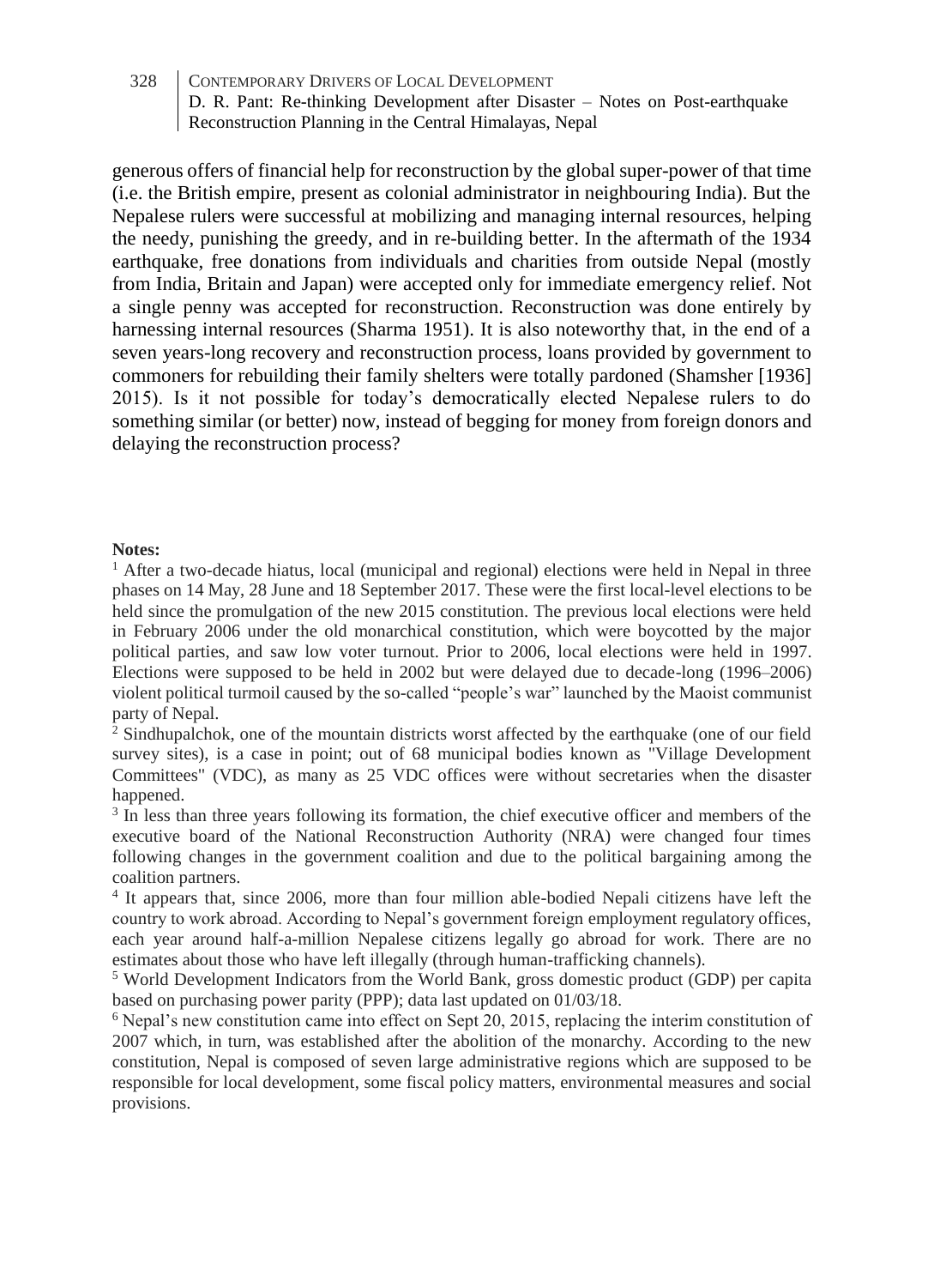generous offers of financial help for reconstruction by the global super-power of that time (i.e. the British empire, present as colonial administrator in neighbouring India). But the Nepalese rulers were successful at mobilizing and managing internal resources, helping the needy, punishing the greedy, and in re-building better. In the aftermath of the 1934 earthquake, free donations from individuals and charities from outside Nepal (mostly from India, Britain and Japan) were accepted only for immediate emergency relief. Not a single penny was accepted for reconstruction. Reconstruction was done entirely by harnessing internal resources (Sharma 1951). It is also noteworthy that, in the end of a seven years-long recovery and reconstruction process, loans provided by government to commoners for rebuilding their family shelters were totally pardoned (Shamsher [1936] 2015). Is it not possible for today's democratically elected Nepalese rulers to do something similar (or better) now, instead of begging for money from foreign donors and delaying the reconstruction process?

**Notes:**

[1] After a two-decade hiatus, local (municipal and regional) elections were held in Nepal in three phases on 14 May, 28 June and 18 September 2017. These were the first local-level elections to be held since the promulgation of the new 2015 constitution. The previous local elections were held in February 2006 under the old monarchical constitution, which were boycotted by the major political parties, and saw low voter turnout. Prior to 2006, local elections were held in 1997. Elections were supposed to be held in 2002 but were delayed due to decade-long (1996–2006) violent political turmoil caused by the so-called "people's war" launched by the Maoist communist party of Nepal.

[2] Sindhupalchok, one of the mountain districts worst affected by the earthquake (one of our field survey sites), is a case in point; out of 68 municipal bodies known as "Village Development Committees" (VDC), as many as 25 VDC offices were without secretaries when the disaster happened.

[3] In less than three years following its formation, the chief executive officer and members of the executive board of the National Reconstruction Authority (NRA) were changed four times following changes in the government coalition and due to the political bargaining among the coalition partners.

[4] It appears that, since 2006, more than four million able-bodied Nepali citizens have left the country to work abroad. According to Nepal's government foreign employment regulatory offices, each year around half-a-million Nepalese citizens legally go abroad for work. There are no estimates about those who have left illegally (through human-trafficking channels).

[5] World Development Indicators from the World Bank, gross domestic product (GDP) per capita based on purchasing power parity (PPP); data last updated on 01/03/18.

[6] Nepal's new constitution came into effect on Sept 20, 2015, replacing the interim constitution of 2007 which, in turn, was established after the abolition of the monarchy. According to the new constitution, Nepal is composed of seven large administrative regions which are supposed to be responsible for local development, some fiscal policy matters, environmental measures and social provisions.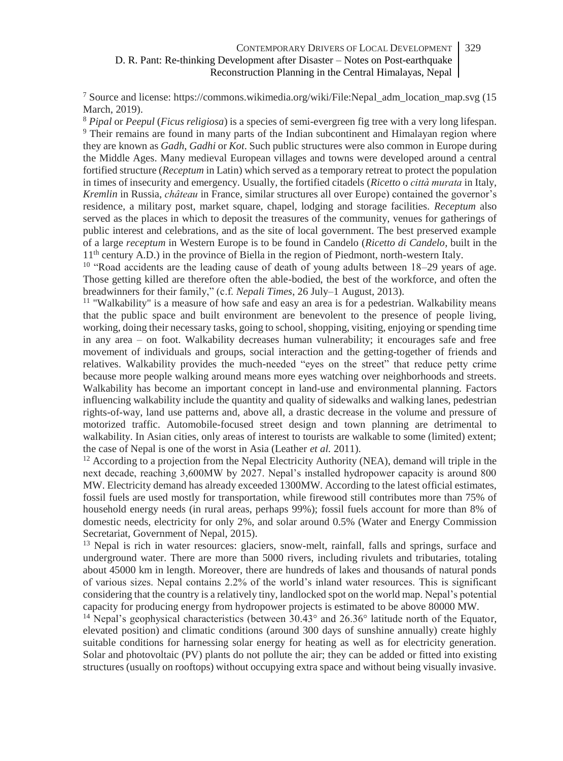[7] Source and license: https://commons.wikimedia.org/wiki/File:Nepal_adm_location_map.svg (15 March, 2019).

[8] *Pipal* or *Peepul* (*Ficus religiosa*) is a species of semi-evergreen fig tree with a very long lifespan.

[9] Their remains are found in many parts of the Indian subcontinent and Himalayan region where they are known as *Gadh, Gadhi* or *Kot*. Such public structures were also common in Europe during the Middle Ages. Many medieval European villages and towns were developed around a central fortified structure (*Receptum* in Latin) which served as a temporary retreat to protect the population in times of insecurity and emergency. Usually, the fortified citadels (*Ricetto* o *città murata* in Italy, *Kremlin* in Russia, *château* in France, similar structures all over Europe) contained the governor's residence, a military post, market square, chapel, lodging and storage facilities. *Receptum* also served as the places in which to deposit the treasures of the community, venues for gatherings of public interest and celebrations, and as the site of local government. The best preserved example of a large *receptum* in Western Europe is to be found in Candelo (*Ricetto di Candelo*, built in the 11th century A.D.) in the province of Biella in the region of Piedmont, north-western Italy.

[10] "Road accidents are the leading cause of death of young adults between 18–29 years of age. Those getting killed are therefore often the able-bodied, the best of the workforce, and often the breadwinners for their family," (c.f. *Nepali Times*, 26 July–1 August, 2013).

[11] "Walkability" is a measure of how safe and easy an area is for a pedestrian. Walkability means that the public space and built environment are benevolent to the presence of people living, working, doing their necessary tasks, going to school, shopping, visiting, enjoying or spending time in any area – on foot. Walkability decreases human vulnerability; it encourages safe and free movement of individuals and groups, social interaction and the getting-together of friends and relatives. Walkability provides the much-needed "eyes on the street" that reduce petty crime because more people walking around means more eyes watching over neighborhoods and streets. Walkability has become an important concept in land-use and environmental planning. Factors influencing walkability include the quantity and quality of sidewalks and walking lanes, pedestrian rights-of-way, land use patterns and, above all, a drastic decrease in the volume and pressure of motorized traffic. Automobile-focused street design and town planning are detrimental to walkability. In Asian cities, only areas of interest to tourists are walkable to some (limited) extent; the case of Nepal is one of the worst in Asia (Leather *et al.* 2011).

[12] According to a projection from the Nepal Electricity Authority (NEA), demand will triple in the next decade, reaching 3,600MW by 2027. Nepal's installed hydropower capacity is around 800 MW. Electricity demand has already exceeded 1300MW. According to the latest official estimates, fossil fuels are used mostly for transportation, while firewood still contributes more than 75% of household energy needs (in rural areas, perhaps 99%); fossil fuels account for more than 8% of domestic needs, electricity for only 2%, and solar around 0.5% (Water and Energy Commission Secretariat, Government of Nepal, 2015).

[13] Nepal is rich in water resources: glaciers, snow-melt, rainfall, falls and springs, surface and underground water. There are more than 5000 rivers, including rivulets and tributaries, totaling about 45000 km in length. Moreover, there are hundreds of lakes and thousands of natural ponds of various sizes. Nepal contains 2.2% of the world's inland water resources. This is significant considering that the country is a relatively tiny, landlocked spot on the world map. Nepal's potential capacity for producing energy from hydropower projects is estimated to be above 80000 MW.

[14] Nepal's geophysical characteristics (between 30.43° and 26.36° latitude north of the Equator, elevated position) and climatic conditions (around 300 days of sunshine annually) create highly suitable conditions for harnessing solar energy for heating as well as for electricity generation. Solar and photovoltaic (PV) plants do not pollute the air; they can be added or fitted into existing structures (usually on rooftops) without occupying extra space and without being visually invasive.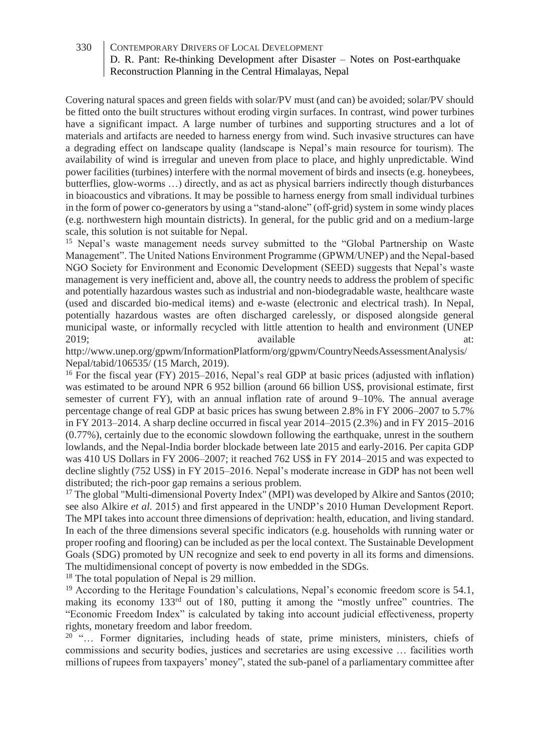Covering natural spaces and green fields with solar/PV must (and can) be avoided; solar/PV should be fitted onto the built structures without eroding virgin surfaces. In contrast, wind power turbines have a significant impact. A large number of turbines and supporting structures and a lot of materials and artifacts are needed to harness energy from wind. Such invasive structures can have a degrading effect on landscape quality (landscape is Nepal's main resource for tourism). The availability of wind is irregular and uneven from place to place, and highly unpredictable. Wind power facilities (turbines) interfere with the normal movement of birds and insects (e.g. honeybees, butterflies, glow-worms …) directly, and as act as physical barriers indirectly though disturbances in bioacoustics and vibrations. It may be possible to harness energy from small individual turbines in the form of power co-generators by using a "stand-alone" (off-grid) system in some windy places (e.g. northwestern high mountain districts). In general, for the public grid and on a medium-large scale, this solution is not suitable for Nepal.

[15] Nepal's waste management needs survey submitted to the "Global Partnership on Waste Management". The United Nations Environment Programme (GPWM/UNEP) and the Nepal-based NGO Society for Environment and Economic Development (SEED) suggests that Nepal's waste management is very inefficient and, above all, the country needs to address the problem of specific and potentially hazardous wastes such as industrial and non-biodegradable waste, healthcare waste (used and discarded bio-medical items) and e-waste (electronic and electrical trash). In Nepal, potentially hazardous wastes are often discharged carelessly, or disposed alongside general municipal waste, or informally recycled with little attention to health and environment (UNEP 2019; available at: http://www.unep.org/gpwm/InformationPlatform/org/gpwm/CountryNeedsAssessmentAnalysis/Nepal/tabid/106535/ (15 March, 2019).

[16] For the fiscal year (FY) 2015–2016, Nepal's real GDP at basic prices (adjusted with inflation) was estimated to be around NPR 6 952 billion (around 66 billion US$, provisional estimate, first semester of current FY), with an annual inflation rate of around 9–10%. The annual average percentage change of real GDP at basic prices has swung between 2.8% in FY 2006–2007 to 5.7% in FY 2013–2014. A sharp decline occurred in fiscal year 2014–2015 (2.3%) and in FY 2015–2016 (0.77%), certainly due to the economic slowdown following the earthquake, unrest in the southern lowlands, and the Nepal-India border blockade between late 2015 and early-2016. Per capita GDP was 410 US Dollars in FY 2006–2007; it reached 762 US$ in FY 2014–2015 and was expected to decline slightly (752 US$) in FY 2015–2016. Nepal's moderate increase in GDP has not been well distributed; the rich-poor gap remains a serious problem.

[17] The global "Multi-dimensional Poverty Index" (MPI) was developed by Alkire and Santos (2010; see also Alkire *et al.* 2015) and first appeared in the UNDP's 2010 Human Development Report. The MPI takes into account three dimensions of deprivation: health, education, and living standard. In each of the three dimensions several specific indicators (e.g. households with running water or proper roofing and flooring) can be included as per the local context. The Sustainable Development Goals (SDG) promoted by UN recognize and seek to end poverty in all its forms and dimensions. The multidimensional concept of poverty is now embedded in the SDGs.

[18] The total population of Nepal is 29 million.

[19] According to the Heritage Foundation's calculations, Nepal's economic freedom score is 54.1, making its economy 133rd out of 180, putting it among the "mostly unfree" countries. The "Economic Freedom Index" is calculated by taking into account judicial effectiveness, property rights, monetary freedom and labor freedom.

[20] "… Former dignitaries, including heads of state, prime ministers, ministers, chiefs of commissions and security bodies, justices and secretaries are using excessive … facilities worth millions of rupees from taxpayers' money", stated the sub-panel of a parliamentary committee after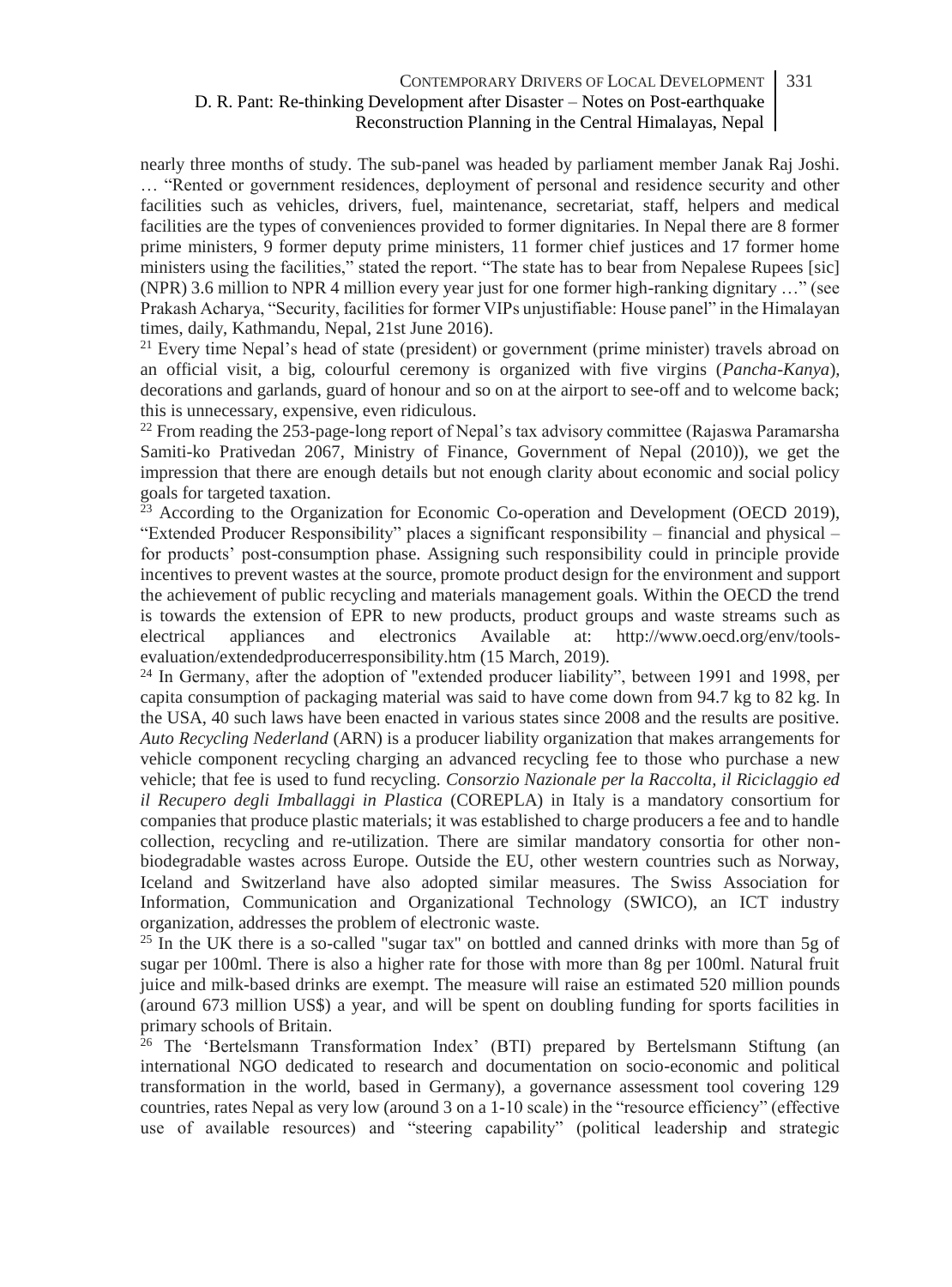nearly three months of study. The sub-panel was headed by parliament member Janak Raj Joshi. … "Rented or government residences, deployment of personal and residence security and other facilities such as vehicles, drivers, fuel, maintenance, secretariat, staff, helpers and medical facilities are the types of conveniences provided to former dignitaries. In Nepal there are 8 former prime ministers, 9 former deputy prime ministers, 11 former chief justices and 17 former home ministers using the facilities," stated the report. "The state has to bear from Nepalese Rupees [sic] (NPR) 3.6 million to NPR 4 million every year just for one former high-ranking dignitary …" (see Prakash Acharya, "Security, facilities for former VIPs unjustifiable: House panel" in the Himalayan times, daily, Kathmandu, Nepal, 21st June 2016).

[21] Every time Nepal's head of state (president) or government (prime minister) travels abroad on an official visit, a big, colourful ceremony is organized with five virgins (*Pancha-Kanya*), decorations and garlands, guard of honour and so on at the airport to see-off and to welcome back; this is unnecessary, expensive, even ridiculous.

[22] From reading the 253-page-long report of Nepal's tax advisory committee (Rajaswa Paramarsha Samiti-ko Prativedan 2067, Ministry of Finance, Government of Nepal (2010)), we get the impression that there are enough details but not enough clarity about economic and social policy goals for targeted taxation.

[23] According to the Organization for Economic Co-operation and Development (OECD 2019), "Extended Producer Responsibility" places a significant responsibility – financial and physical – for products' post-consumption phase. Assigning such responsibility could in principle provide incentives to prevent wastes at the source, promote product design for the environment and support the achievement of public recycling and materials management goals. Within the OECD the trend is towards the extension of EPR to new products, product groups and waste streams such as electrical appliances and electronics Available at: http://www.oecd.org/env/tools-evaluation/extendedproducerresponsibility.htm (15 March, 2019).

[24] In Germany, after the adoption of "extended producer liability", between 1991 and 1998, per capita consumption of packaging material was said to have come down from 94.7 kg to 82 kg. In the USA, 40 such laws have been enacted in various states since 2008 and the results are positive. *Auto Recycling Nederland* (ARN) is a producer liability organization that makes arrangements for vehicle component recycling charging an advanced recycling fee to those who purchase a new vehicle; that fee is used to fund recycling. *Consorzio Nazionale per la Raccolta, il Riciclaggio ed il Recupero degli Imballaggi in Plastica* (COREPLA) in Italy is a mandatory consortium for companies that produce plastic materials; it was established to charge producers a fee and to handle collection, recycling and re-utilization. There are similar mandatory consortia for other non-biodegradable wastes across Europe. Outside the EU, other western countries such as Norway, Iceland and Switzerland have also adopted similar measures. The Swiss Association for Information, Communication and Organizational Technology (SWICO), an ICT industry organization, addresses the problem of electronic waste.

[25] In the UK there is a so-called "sugar tax" on bottled and canned drinks with more than 5g of sugar per 100ml. There is also a higher rate for those with more than 8g per 100ml. Natural fruit juice and milk-based drinks are exempt. The measure will raise an estimated 520 million pounds (around 673 million US$) a year, and will be spent on doubling funding for sports facilities in primary schools of Britain.

[26] The 'Bertelsmann Transformation Index' (BTI) prepared by Bertelsmann Stiftung (an international NGO dedicated to research and documentation on socio-economic and political transformation in the world, based in Germany), a governance assessment tool covering 129 countries, rates Nepal as very low (around 3 on a 1-10 scale) in the "resource efficiency" (effective use of available resources) and "steering capability" (political leadership and strategic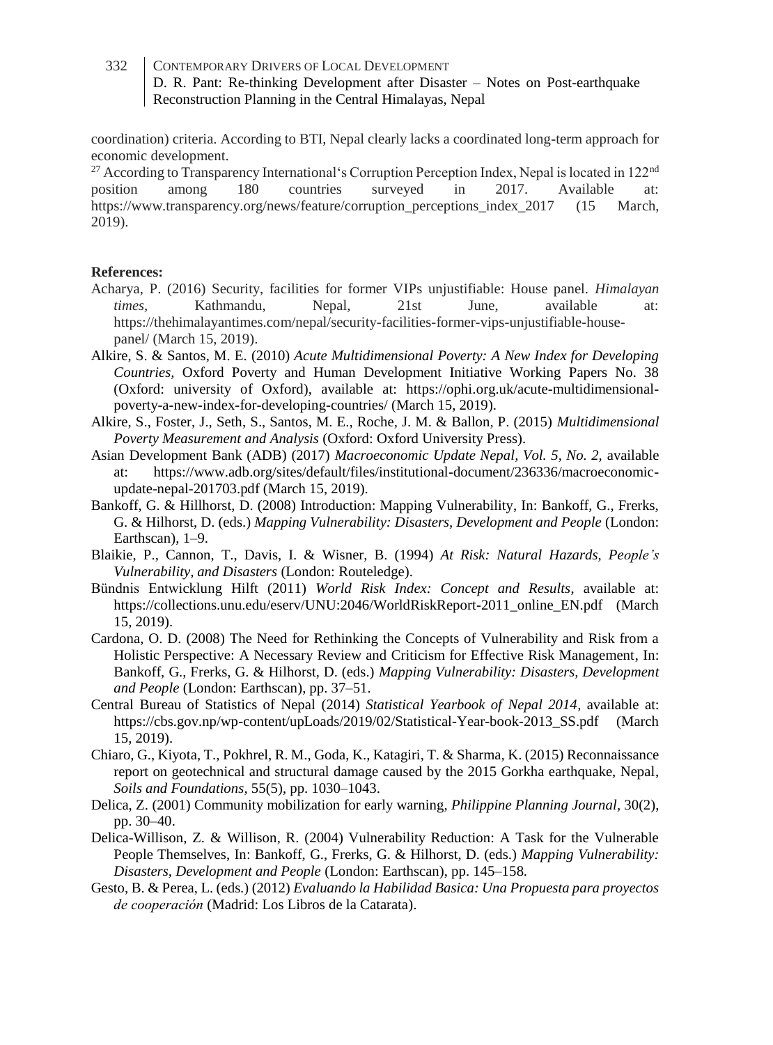coordination) criteria. According to BTI, Nepal clearly lacks a coordinated long-term approach for economic development.

[27] According to Transparency International's Corruption Perception Index, Nepal is located in 122nd position among 180 countries surveyed in 2017. Available at: https://www.transparency.org/news/feature/corruption_perceptions_index_2017 (15 March, 2019).

**References:**

Acharya, P. (2016) Security, facilities for former VIPs unjustifiable: House panel. *Himalayan times*, Kathmandu, Nepal, 21st June, available at: https://thehimalayantimes.com/nepal/security-facilities-former-vips-unjustifiable-house-panel/ (March 15, 2019).

Alkire, S. & Santos, M. E. (2010) *Acute Multidimensional Poverty: A New Index for Developing Countries*, Oxford Poverty and Human Development Initiative Working Papers No. 38 (Oxford: university of Oxford), available at: https://ophi.org.uk/acute-multidimensional-poverty-a-new-index-for-developing-countries/ (March 15, 2019).

Alkire, S., Foster, J., Seth, S., Santos, M. E., Roche, J. M. & Ballon, P. (2015) *Multidimensional Poverty Measurement and Analysis* (Oxford: Oxford University Press).

Asian Development Bank (ADB) (2017) *Macroeconomic Update Nepal, Vol. 5, No. 2,* available at: https://www.adb.org/sites/default/files/institutional-document/236336/macroeconomic-update-nepal-201703.pdf (March 15, 2019).

Bankoff, G. & Hillhorst, D. (2008) Introduction: Mapping Vulnerability, In: Bankoff, G., Frerks, G. & Hilhorst, D. (eds.) *Mapping Vulnerability: Disasters, Development and People* (London: Earthscan), 1–9.

Blaikie, P., Cannon, T., Davis, I. & Wisner, B. (1994) *At Risk: Natural Hazards, People's Vulnerability, and Disasters* (London: Routeledge).

Bündnis Entwicklung Hilft (2011) *World Risk Index: Concept and Results*, available at: https://collections.unu.edu/eserv/UNU:2046/WorldRiskReport-2011_online_EN.pdf (March 15, 2019).

Cardona, O. D. (2008) The Need for Rethinking the Concepts of Vulnerability and Risk from a Holistic Perspective: A Necessary Review and Criticism for Effective Risk Management, In: Bankoff, G., Frerks, G. & Hilhorst, D. (eds.) *Mapping Vulnerability: Disasters, Development and People* (London: Earthscan), pp. 37–51.

Central Bureau of Statistics of Nepal (2014) *Statistical Yearbook of Nepal 2014,* available at: https://cbs.gov.np/wp-content/upLoads/2019/02/Statistical-Year-book-2013_SS.pdf (March 15, 2019).

Chiaro, G., Kiyota, T., Pokhrel, R. M., Goda, K., Katagiri, T. & Sharma, K. (2015) Reconnaissance report on geotechnical and structural damage caused by the 2015 Gorkha earthquake, Nepal, *Soils and Foundations*, 55(5), pp. 1030–1043.

Delica, Z. (2001) Community mobilization for early warning, *Philippine Planning Journal*, 30(2), pp. 30–40.

Delica-Willison, Z. & Willison, R. (2004) Vulnerability Reduction: A Task for the Vulnerable People Themselves, In: Bankoff, G., Frerks, G. & Hilhorst, D. (eds.) *Mapping Vulnerability: Disasters, Development and People* (London: Earthscan), pp. 145–158.

Gesto, B. & Perea, L. (eds.) (2012) *Evaluando la Habilidad Basica: Una Propuesta para proyectos de cooperación* (Madrid: Los Libros de la Catarata).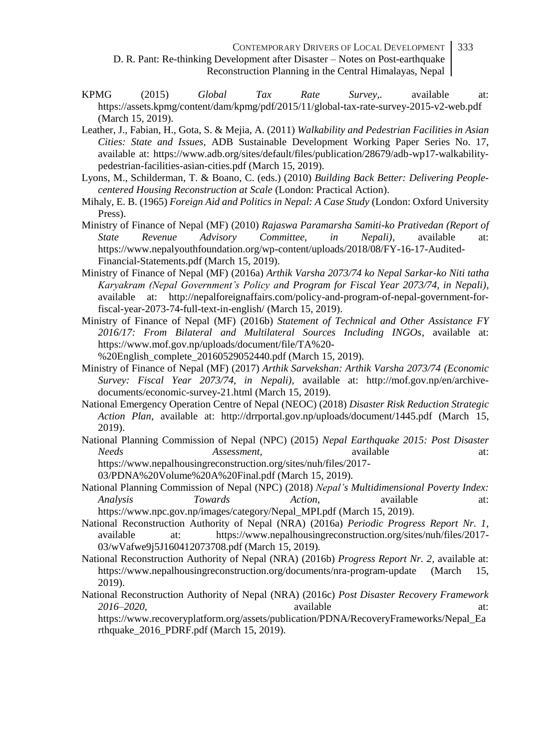KPMG (2015) *Global Tax Rate Survey,.* available at: https://assets.kpmg/content/dam/kpmg/pdf/2015/11/global-tax-rate-survey-2015-v2-web.pdf (March 15, 2019).

Leather, J., Fabian, H., Gota, S. & Mejia, A. (2011) *Walkability and Pedestrian Facilities in Asian Cities: State and Issues*, ADB Sustainable Development Working Paper Series No. 17, available at: https://www.adb.org/sites/default/files/publication/28679/adb-wp17-walkability-pedestrian-facilities-asian-cities.pdf (March 15, 2019).

Lyons, M., Schilderman, T. & Boano, C. (eds.) (2010) *Building Back Better: Delivering People-centered Housing Reconstruction at Scale* (London: Practical Action).

Mihaly, E. B. (1965) *Foreign Aid and Politics in Nepal: A Case Study* (London: Oxford University Press).

Ministry of Finance of Nepal (MF) (2010) *Rajaswa Paramarsha Samiti-ko Prativedan (Report of State Revenue Advisory Committee, in Nepali),* available at: https://www.nepalyouthfoundation.org/wp-content/uploads/2018/08/FY-16-17-Audited-Financial-Statements.pdf (March 15, 2019).

Ministry of Finance of Nepal (MF) (2016a) *Arthik Varsha 2073/74 ko Nepal Sarkar-ko Niti tatha Karyakram (Nepal Government's Policy and Program for Fiscal Year 2073/74, in Nepali),* available at: http://nepalforeignaffairs.com/policy-and-program-of-nepal-government-for-fiscal-year-2073-74-full-text-in-english/ (March 15, 2019).

Ministry of Finance of Nepal (MF) (2016b) *Statement of Technical and Other Assistance FY 2016/17: From Bilateral and Multilateral Sources Including INGOs*, available at: https://www.mof.gov.np/uploads/document/file/TA%20-%20English_complete_20160529052440.pdf (March 15, 2019).

Ministry of Finance of Nepal (MF) (2017) *Arthik Sarvekshan: Arthik Varsha 2073/74 (Economic Survey: Fiscal Year 2073/74, in Nepali),* available at: http://mof.gov.np/en/archive-documents/economic-survey-21.html (March 15, 2019).

National Emergency Operation Centre of Nepal (NEOC) (2018) *Disaster Risk Reduction Strategic Action Plan*, available at: http://drrportal.gov.np/uploads/document/1445.pdf (March 15, 2019).

National Planning Commission of Nepal (NPC) (2015) *Nepal Earthquake 2015: Post Disaster Needs Assessment*, available at: https://www.nepalhousingreconstruction.org/sites/nuh/files/2017-03/PDNA%20Volume%20A%20Final.pdf (March 15, 2019).

National Planning Commission of Nepal (NPC) (2018) *Nepal's Multidimensional Poverty Index: Analysis Towards Action,* available at: https://www.npc.gov.np/images/category/Nepal_MPI.pdf (March 15, 2019).

National Reconstruction Authority of Nepal (NRA) (2016a) *Periodic Progress Report Nr. 1,* available at: https://www.nepalhousingreconstruction.org/sites/nuh/files/2017-03/wVafwe9j5J160412073708.pdf (March 15, 2019).

National Reconstruction Authority of Nepal (NRA) (2016b) *Progress Report Nr. 2,* available at: https://www.nepalhousingreconstruction.org/documents/nra-program-update (March 15, 2019).

National Reconstruction Authority of Nepal (NRA) (2016c) *Post Disaster Recovery Framework 2016–2020,* available at: https://www.recoveryplatform.org/assets/publication/PDNA/RecoveryFrameworks/Nepal_Earthquake_2016_PDRF.pdf (March 15, 2019).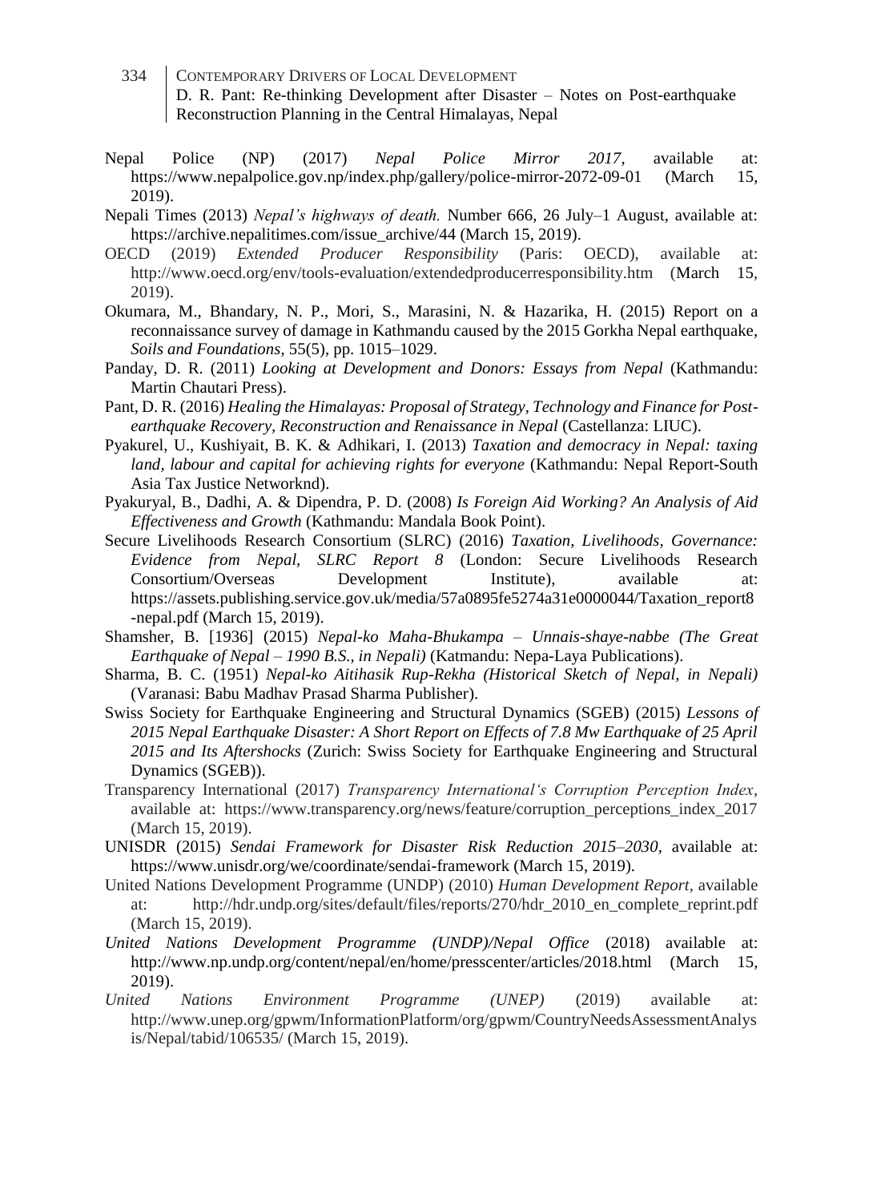Nepal Police (NP) (2017) *Nepal Police Mirror 2017*, available at: https://www.nepalpolice.gov.np/index.php/gallery/police-mirror-2072-09-01 (March 15, 2019).

Nepali Times (2013) *Nepal's highways of death.* Number 666, 26 July–1 August, available at: https://archive.nepalitimes.com/issue_archive/44 (March 15, 2019).

OECD (2019) *Extended Producer Responsibility* (Paris: OECD), available at: http://www.oecd.org/env/tools-evaluation/extendedproducerresponsibility.htm (March 15, 2019).

Okumara, M., Bhandary, N. P., Mori, S., Marasini, N. & Hazarika, H. (2015) Report on a reconnaissance survey of damage in Kathmandu caused by the 2015 Gorkha Nepal earthquake, *Soils and Foundations*, 55(5), pp. 1015–1029.

Panday, D. R. (2011) *Looking at Development and Donors: Essays from Nepal* (Kathmandu: Martin Chautari Press).

Pant, D. R. (2016) *Healing the Himalayas: Proposal of Strategy, Technology and Finance for Post-earthquake Recovery, Reconstruction and Renaissance in Nepal* (Castellanza: LIUC).

Pyakurel, U., Kushiyait, B. K. & Adhikari, I. (2013) *Taxation and democracy in Nepal: taxing land, labour and capital for achieving rights for everyone* (Kathmandu: Nepal Report-South Asia Tax Justice Networknd).

Pyakuryal, B., Dadhi, A. & Dipendra, P. D. (2008) *Is Foreign Aid Working? An Analysis of Aid Effectiveness and Growth* (Kathmandu: Mandala Book Point).

Secure Livelihoods Research Consortium (SLRC) (2016) *Taxation, Livelihoods, Governance: Evidence from Nepal, SLRC Report 8* (London: Secure Livelihoods Research Consortium/Overseas Development Institute), available at: https://assets.publishing.service.gov.uk/media/57a0895fe5274a31e0000044/Taxation_report8-nepal.pdf (March 15, 2019).

Shamsher, B. [1936] (2015) *Nepal-ko Maha-Bhukampa – Unnais-shaye-nabbe (The Great Earthquake of Nepal – 1990 B.S., in Nepali)* (Katmandu: Nepa-Laya Publications).

Sharma, B. C. (1951) *Nepal-ko Aitihasik Rup-Rekha (Historical Sketch of Nepal, in Nepali)* (Varanasi: Babu Madhav Prasad Sharma Publisher).

Swiss Society for Earthquake Engineering and Structural Dynamics (SGEB) (2015) *Lessons of 2015 Nepal Earthquake Disaster: A Short Report on Effects of 7.8 Mw Earthquake of 25 April 2015 and Its Aftershocks* (Zurich: Swiss Society for Earthquake Engineering and Structural Dynamics (SGEB)).

Transparency International (2017) *Transparency International's Corruption Perception Index*, available at: https://www.transparency.org/news/feature/corruption_perceptions_index_2017 (March 15, 2019).

UNISDR (2015) *Sendai Framework for Disaster Risk Reduction 2015–2030*, available at: https://www.unisdr.org/we/coordinate/sendai-framework (March 15, 2019).

United Nations Development Programme (UNDP) (2010) *Human Development Report*, available at: http://hdr.undp.org/sites/default/files/reports/270/hdr_2010_en_complete_reprint.pdf (March 15, 2019).

*United Nations Development Programme (UNDP)/Nepal Office* (2018) available at: http://www.np.undp.org/content/nepal/en/home/presscenter/articles/2018.html (March 15, 2019).

*United Nations Environment Programme (UNEP)* (2019) available at: http://www.unep.org/gpwm/InformationPlatform/org/gpwm/CountryNeedsAssessmentAnalysis/Nepal/tabid/106535/ (March 15, 2019).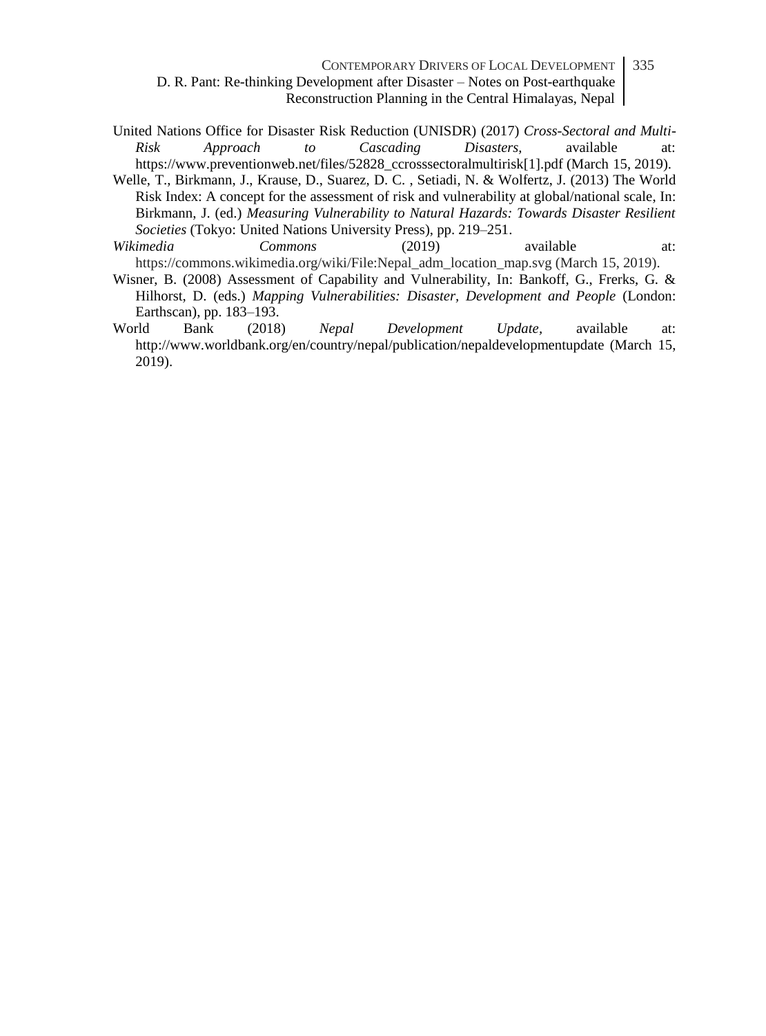United Nations Office for Disaster Risk Reduction (UNISDR) (2017) *Cross-Sectoral and Multi-Risk Approach to Cascading Disasters,* available at: https://www.preventionweb.net/files/52828_ccrosssectoralmultirisk[1].pdf (March 15, 2019).

Welle, T., Birkmann, J., Krause, D., Suarez, D. C. , Setiadi, N. & Wolfertz, J. (2013) The World Risk Index: A concept for the assessment of risk and vulnerability at global/national scale, In: Birkmann, J. (ed.) *Measuring Vulnerability to Natural Hazards: Towards Disaster Resilient Societies* (Tokyo: United Nations University Press), pp. 219–251.

*Wikimedia Commons* (2019) available at: https://commons.wikimedia.org/wiki/File:Nepal_adm_location_map.svg (March 15, 2019).

Wisner, B. (2008) Assessment of Capability and Vulnerability, In: Bankoff, G., Frerks, G. & Hilhorst, D. (eds.) *Mapping Vulnerabilities: Disaster, Development and People* (London: Earthscan), pp. 183–193.

World Bank (2018) *Nepal Development Update,* available at: http://www.worldbank.org/en/country/nepal/publication/nepaldevelopmentupdate (March 15, 2019).